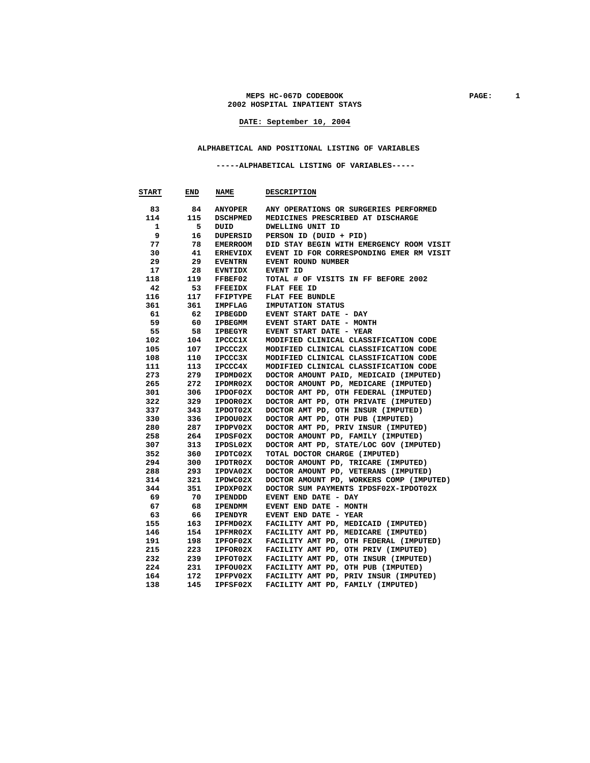# MEPS HC-067D CODEBOOK
## 2002 HOSPITAL INPATIENT STAYS

**DATE: September 10, 2004**

### ALPHABETICAL AND POSITIONAL LISTING OF VARIABLES

#### -----ALPHABETICAL LISTING OF VARIABLES-----

| START | END | NAME | DESCRIPTION |
|---|---|---|---|
| 83 | 84 | ANYOPER | ANY OPERATIONS OR SURGERIES PERFORMED |
| 114 | 115 | DSCHPMED | MEDICINES PRESCRIBED AT DISCHARGE |
| 1 | 5 | DUID | DWELLING UNIT ID |
| 9 | 16 | DUPERSID | PERSON ID (DUID + PID) |
| 77 | 78 | EMERROOM | DID STAY BEGIN WITH EMERGENCY ROOM VISIT |
| 30 | 41 | ERHEVIDX | EVENT ID FOR CORRESPONDING EMER RM VISIT |
| 29 | 29 | EVENTRN | EVENT ROUND NUMBER |
| 17 | 28 | EVNTIDX | EVENT ID |
| 118 | 119 | FFBEF02 | TOTAL # OF VISITS IN FF BEFORE 2002 |
| 42 | 53 | FFEEIDX | FLAT FEE ID |
| 116 | 117 | FFIPTYPE | FLAT FEE BUNDLE |
| 361 | 361 | IMPFLAG | IMPUTATION STATUS |
| 61 | 62 | IPBEGDD | EVENT START DATE - DAY |
| 59 | 60 | IPBEGMM | EVENT START DATE - MONTH |
| 55 | 58 | IPBEGYR | EVENT START DATE - YEAR |
| 102 | 104 | IPCCC1X | MODIFIED CLINICAL CLASSIFICATION CODE |
| 105 | 107 | IPCCC2X | MODIFIED CLINICAL CLASSIFICATION CODE |
| 108 | 110 | IPCCC3X | MODIFIED CLINICAL CLASSIFICATION CODE |
| 111 | 113 | IPCCC4X | MODIFIED CLINICAL CLASSIFICATION CODE |
| 273 | 279 | IPDMD02X | DOCTOR AMOUNT PAID, MEDICAID (IMPUTED) |
| 265 | 272 | IPDMR02X | DOCTOR AMOUNT PD, MEDICARE (IMPUTED) |
| 301 | 306 | IPDOF02X | DOCTOR AMT PD, OTH FEDERAL (IMPUTED) |
| 322 | 329 | IPDOR02X | DOCTOR AMT PD, OTH PRIVATE (IMPUTED) |
| 337 | 343 | IPDOT02X | DOCTOR AMT PD, OTH INSUR (IMPUTED) |
| 330 | 336 | IPDOU02X | DOCTOR AMT PD, OTH PUB (IMPUTED) |
| 280 | 287 | IPDPV02X | DOCTOR AMT PD, PRIV INSUR (IMPUTED) |
| 258 | 264 | IPDSF02X | DOCTOR AMOUNT PD, FAMILY (IMPUTED) |
| 307 | 313 | IPDSL02X | DOCTOR AMT PD, STATE/LOC GOV (IMPUTED) |
| 352 | 360 | IPDTC02X | TOTAL DOCTOR CHARGE (IMPUTED) |
| 294 | 300 | IPDTR02X | DOCTOR AMOUNT PD, TRICARE (IMPUTED) |
| 288 | 293 | IPDVA02X | DOCTOR AMOUNT PD, VETERANS (IMPUTED) |
| 314 | 321 | IPDWC02X | DOCTOR AMOUNT PD, WORKERS COMP (IMPUTED) |
| 344 | 351 | IPDXP02X | DOCTOR SUM PAYMENTS IPDSF02X-IPDOT02X |
| 69 | 70 | IPENDDD | EVENT END DATE - DAY |
| 67 | 68 | IPENDMM | EVENT END DATE - MONTH |
| 63 | 66 | IPENDYR | EVENT END DATE - YEAR |
| 155 | 163 | IPFMD02X | FACILITY AMT PD, MEDICAID (IMPUTED) |
| 146 | 154 | IPFMR02X | FACILITY AMT PD, MEDICARE (IMPUTED) |
| 191 | 198 | IPFOF02X | FACILITY AMT PD, OTH FEDERAL (IMPUTED) |
| 215 | 223 | IPFOR02X | FACILITY AMT PD, OTH PRIV (IMPUTED) |
| 232 | 239 | IPFOT02X | FACILITY AMT PD, OTH INSUR (IMPUTED) |
| 224 | 231 | IPFOU02X | FACILITY AMT PD, OTH PUB (IMPUTED) |
| 164 | 172 | IPFPV02X | FACILITY AMT PD, PRIV INSUR (IMPUTED) |
| 138 | 145 | IPFSF02X | FACILITY AMT PD, FAMILY (IMPUTED) |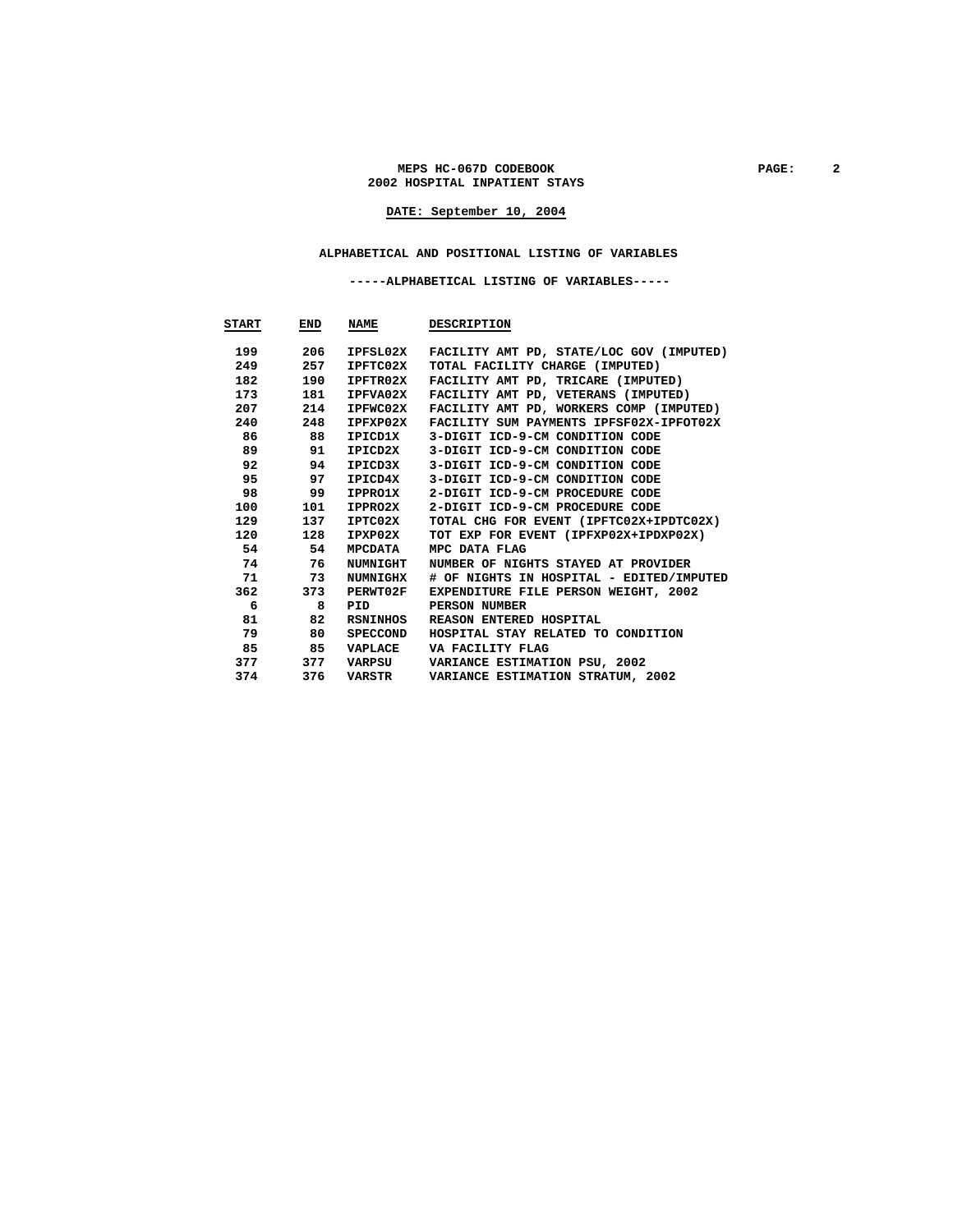**MEPS HC-067D CODEBOOK**
**2002 HOSPITAL INPATIENT STAYS**

**DATE: September 10, 2004**

## ALPHABETICAL AND POSITIONAL LISTING OF VARIABLES

### -----ALPHABETICAL LISTING OF VARIABLES-----

| START | END | NAME | DESCRIPTION |
|---|---|---|---|
| 199 | 206 | IPFSL02X | FACILITY AMT PD, STATE/LOC GOV (IMPUTED) |
| 249 | 257 | IPFTC02X | TOTAL FACILITY CHARGE (IMPUTED) |
| 182 | 190 | IPFTR02X | FACILITY AMT PD, TRICARE (IMPUTED) |
| 173 | 181 | IPFVA02X | FACILITY AMT PD, VETERANS (IMPUTED) |
| 207 | 214 | IPFWC02X | FACILITY AMT PD, WORKERS COMP (IMPUTED) |
| 240 | 248 | IPFXP02X | FACILITY SUM PAYMENTS IPFSF02X-IPFOT02X |
| 86 | 88 | IPICD1X | 3-DIGIT ICD-9-CM CONDITION CODE |
| 89 | 91 | IPICD2X | 3-DIGIT ICD-9-CM CONDITION CODE |
| 92 | 94 | IPICD3X | 3-DIGIT ICD-9-CM CONDITION CODE |
| 95 | 97 | IPICD4X | 3-DIGIT ICD-9-CM CONDITION CODE |
| 98 | 99 | IPPRO1X | 2-DIGIT ICD-9-CM PROCEDURE CODE |
| 100 | 101 | IPPRO2X | 2-DIGIT ICD-9-CM PROCEDURE CODE |
| 129 | 137 | IPTC02X | TOTAL CHG FOR EVENT (IPFTC02X+IPDTC02X) |
| 120 | 128 | IPXP02X | TOT EXP FOR EVENT (IPFXP02X+IPDXP02X) |
| 54 | 54 | MPCDATA | MPC DATA FLAG |
| 74 | 76 | NUMNIGHT | NUMBER OF NIGHTS STAYED AT PROVIDER |
| 71 | 73 | NUMNIGHX | # OF NIGHTS IN HOSPITAL - EDITED/IMPUTED |
| 362 | 373 | PERWT02F | EXPENDITURE FILE PERSON WEIGHT, 2002 |
| 6 | 8 | PID | PERSON NUMBER |
| 81 | 82 | RSNINHOS | REASON ENTERED HOSPITAL |
| 79 | 80 | SPECCOND | HOSPITAL STAY RELATED TO CONDITION |
| 85 | 85 | VAPLACE | VA FACILITY FLAG |
| 377 | 377 | VARPSU | VARIANCE ESTIMATION PSU, 2002 |
| 374 | 376 | VARSTR | VARIANCE ESTIMATION STRATUM, 2002 |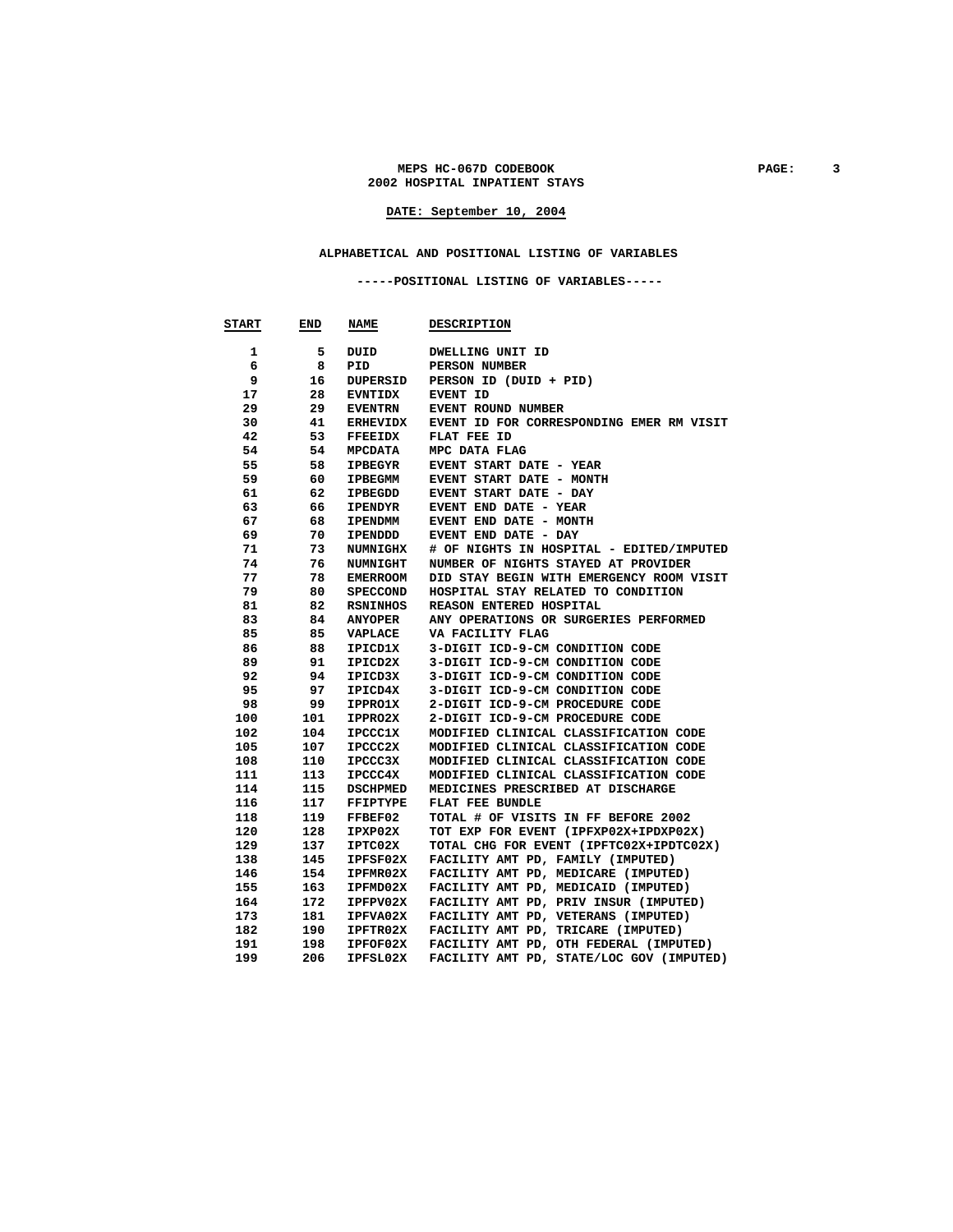# MEPS HC-067D CODEBOOK
## 2002 HOSPITAL INPATIENT STAYS

**DATE: September 10, 2004**

### ALPHABETICAL AND POSITIONAL LISTING OF VARIABLES

#### -----POSITIONAL LISTING OF VARIABLES-----

| START | END | NAME | DESCRIPTION |
|---|---|---|---|
| 1 | 5 | DUID | DWELLING UNIT ID |
| 6 | 8 | PID | PERSON NUMBER |
| 9 | 16 | DUPERSID | PERSON ID (DUID + PID) |
| 17 | 28 | EVNTIDX | EVENT ID |
| 29 | 29 | EVENTRN | EVENT ROUND NUMBER |
| 30 | 41 | ERHEVIDX | EVENT ID FOR CORRESPONDING EMER RM VISIT |
| 42 | 53 | FFEEIDX | FLAT FEE ID |
| 54 | 54 | MPCDATA | MPC DATA FLAG |
| 55 | 58 | IPBEGYR | EVENT START DATE - YEAR |
| 59 | 60 | IPBEGMM | EVENT START DATE - MONTH |
| 61 | 62 | IPBEGDD | EVENT START DATE - DAY |
| 63 | 66 | IPENDYR | EVENT END DATE - YEAR |
| 67 | 68 | IPENDMM | EVENT END DATE - MONTH |
| 69 | 70 | IPENDDD | EVENT END DATE - DAY |
| 71 | 73 | NUMNIGHX | # OF NIGHTS IN HOSPITAL - EDITED/IMPUTED |
| 74 | 76 | NUMNIGHT | NUMBER OF NIGHTS STAYED AT PROVIDER |
| 77 | 78 | EMERROOM | DID STAY BEGIN WITH EMERGENCY ROOM VISIT |
| 79 | 80 | SPECCOND | HOSPITAL STAY RELATED TO CONDITION |
| 81 | 82 | RSNINHOS | REASON ENTERED HOSPITAL |
| 83 | 84 | ANYOPER | ANY OPERATIONS OR SURGERIES PERFORMED |
| 85 | 85 | VAPLACE | VA FACILITY FLAG |
| 86 | 88 | IPICD1X | 3-DIGIT ICD-9-CM CONDITION CODE |
| 89 | 91 | IPICD2X | 3-DIGIT ICD-9-CM CONDITION CODE |
| 92 | 94 | IPICD3X | 3-DIGIT ICD-9-CM CONDITION CODE |
| 95 | 97 | IPICD4X | 3-DIGIT ICD-9-CM CONDITION CODE |
| 98 | 99 | IPPRO1X | 2-DIGIT ICD-9-CM PROCEDURE CODE |
| 100 | 101 | IPPRO2X | 2-DIGIT ICD-9-CM PROCEDURE CODE |
| 102 | 104 | IPCCC1X | MODIFIED CLINICAL CLASSIFICATION CODE |
| 105 | 107 | IPCCC2X | MODIFIED CLINICAL CLASSIFICATION CODE |
| 108 | 110 | IPCCC3X | MODIFIED CLINICAL CLASSIFICATION CODE |
| 111 | 113 | IPCCC4X | MODIFIED CLINICAL CLASSIFICATION CODE |
| 114 | 115 | DSCHPMED | MEDICINES PRESCRIBED AT DISCHARGE |
| 116 | 117 | FFIPTYPE | FLAT FEE BUNDLE |
| 118 | 119 | FFBEF02 | TOTAL # OF VISITS IN FF BEFORE 2002 |
| 120 | 128 | IPXP02X | TOT EXP FOR EVENT (IPFXP02X+IPDXP02X) |
| 129 | 137 | IPTC02X | TOTAL CHG FOR EVENT (IPFTC02X+IPDTC02X) |
| 138 | 145 | IPFSF02X | FACILITY AMT PD, FAMILY (IMPUTED) |
| 146 | 154 | IPFMR02X | FACILITY AMT PD, MEDICARE (IMPUTED) |
| 155 | 163 | IPFMD02X | FACILITY AMT PD, MEDICAID (IMPUTED) |
| 164 | 172 | IPFPV02X | FACILITY AMT PD, PRIV INSUR (IMPUTED) |
| 173 | 181 | IPFVA02X | FACILITY AMT PD, VETERANS (IMPUTED) |
| 182 | 190 | IPFTR02X | FACILITY AMT PD, TRICARE (IMPUTED) |
| 191 | 198 | IPFOF02X | FACILITY AMT PD, OTH FEDERAL (IMPUTED) |
| 199 | 206 | IPFSL02X | FACILITY AMT PD, STATE/LOC GOV (IMPUTED) |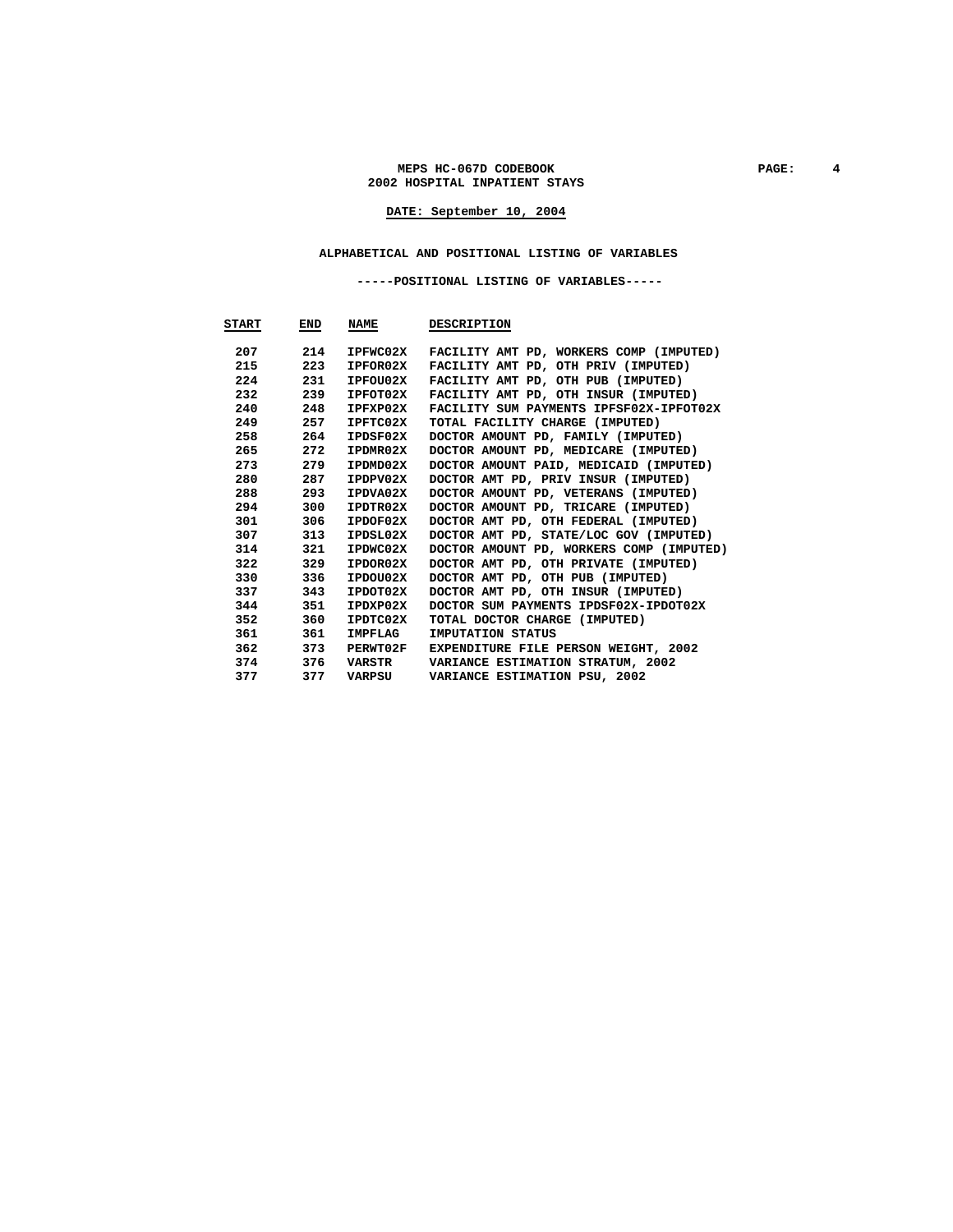**MEPS HC-067D CODEBOOK**
**2002 HOSPITAL INPATIENT STAYS**

**DATE: September 10, 2004**

## ALPHABETICAL AND POSITIONAL LISTING OF VARIABLES

### -----POSITIONAL LISTING OF VARIABLES-----

| START | END | NAME | DESCRIPTION |
|---|---|---|---|
| 207 | 214 | IPFWC02X | FACILITY AMT PD, WORKERS COMP (IMPUTED) |
| 215 | 223 | IPFOR02X | FACILITY AMT PD, OTH PRIV (IMPUTED) |
| 224 | 231 | IPFOU02X | FACILITY AMT PD, OTH PUB (IMPUTED) |
| 232 | 239 | IPFOT02X | FACILITY AMT PD, OTH INSUR (IMPUTED) |
| 240 | 248 | IPFXP02X | FACILITY SUM PAYMENTS IPFSF02X-IPFOT02X |
| 249 | 257 | IPFTC02X | TOTAL FACILITY CHARGE (IMPUTED) |
| 258 | 264 | IPDSF02X | DOCTOR AMOUNT PD, FAMILY (IMPUTED) |
| 265 | 272 | IPDMR02X | DOCTOR AMOUNT PD, MEDICARE (IMPUTED) |
| 273 | 279 | IPDMD02X | DOCTOR AMOUNT PAID, MEDICAID (IMPUTED) |
| 280 | 287 | IPDPV02X | DOCTOR AMT PD, PRIV INSUR (IMPUTED) |
| 288 | 293 | IPDVA02X | DOCTOR AMOUNT PD, VETERANS (IMPUTED) |
| 294 | 300 | IPDTR02X | DOCTOR AMOUNT PD, TRICARE (IMPUTED) |
| 301 | 306 | IPDOF02X | DOCTOR AMT PD, OTH FEDERAL (IMPUTED) |
| 307 | 313 | IPDSL02X | DOCTOR AMT PD, STATE/LOC GOV (IMPUTED) |
| 314 | 321 | IPDWC02X | DOCTOR AMOUNT PD, WORKERS COMP (IMPUTED) |
| 322 | 329 | IPDOR02X | DOCTOR AMT PD, OTH PRIVATE (IMPUTED) |
| 330 | 336 | IPDOU02X | DOCTOR AMT PD, OTH PUB (IMPUTED) |
| 337 | 343 | IPDOT02X | DOCTOR AMT PD, OTH INSUR (IMPUTED) |
| 344 | 351 | IPDXP02X | DOCTOR SUM PAYMENTS IPDSF02X-IPDOT02X |
| 352 | 360 | IPDTC02X | TOTAL DOCTOR CHARGE (IMPUTED) |
| 361 | 361 | IMPFLAG | IMPUTATION STATUS |
| 362 | 373 | PERWT02F | EXPENDITURE FILE PERSON WEIGHT, 2002 |
| 374 | 376 | VARSTR | VARIANCE ESTIMATION STRATUM, 2002 |
| 377 | 377 | VARPSU | VARIANCE ESTIMATION PSU, 2002 |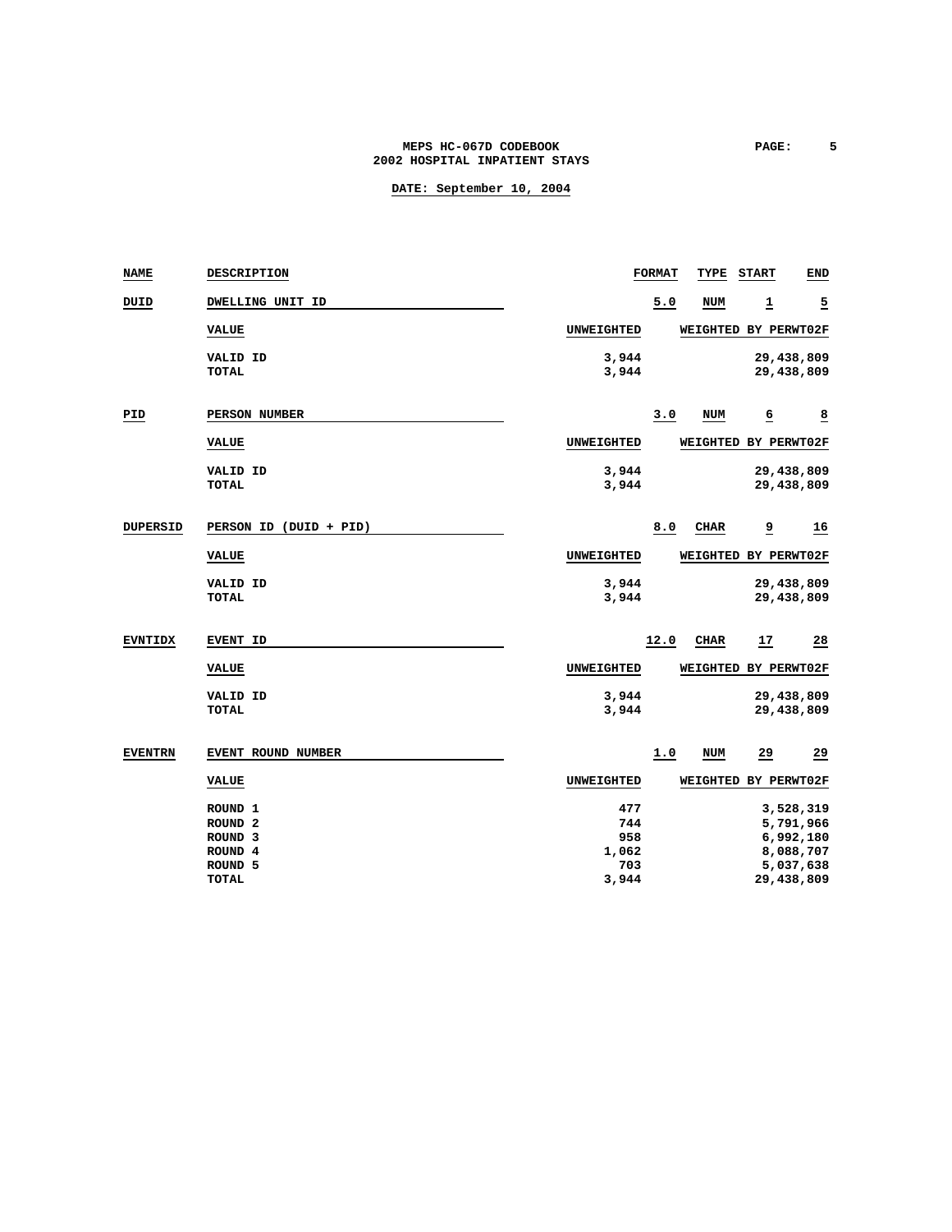**MEPS HC-067D CODEBOOK**
**2002 HOSPITAL INPATIENT STAYS**

**DATE: September 10, 2004**

| NAME | DESCRIPTION | FORMAT | TYPE | START | END |
|---|---|---|---|---|---|
| DUID | DWELLING UNIT ID | 5.0 | NUM | 1 | 5 |

| VALUE | UNWEIGHTED | WEIGHTED BY PERWT02F |
|---|---|---|
| VALID ID | 3,944 | 29,438,809 |
| TOTAL | 3,944 | 29,438,809 |

| NAME | DESCRIPTION | FORMAT | TYPE | START | END |
|---|---|---|---|---|---|
| PID | PERSON NUMBER | 3.0 | NUM | 6 | 8 |

| VALUE | UNWEIGHTED | WEIGHTED BY PERWT02F |
|---|---|---|
| VALID ID | 3,944 | 29,438,809 |
| TOTAL | 3,944 | 29,438,809 |

| NAME | DESCRIPTION | FORMAT | TYPE | START | END |
|---|---|---|---|---|---|
| DUPERSID | PERSON ID (DUID + PID) | 8.0 | CHAR | 9 | 16 |

| VALUE | UNWEIGHTED | WEIGHTED BY PERWT02F |
|---|---|---|
| VALID ID | 3,944 | 29,438,809 |
| TOTAL | 3,944 | 29,438,809 |

| NAME | DESCRIPTION | FORMAT | TYPE | START | END |
|---|---|---|---|---|---|
| EVNTIDX | EVENT ID | 12.0 | CHAR | 17 | 28 |

| VALUE | UNWEIGHTED | WEIGHTED BY PERWT02F |
|---|---|---|
| VALID ID | 3,944 | 29,438,809 |
| TOTAL | 3,944 | 29,438,809 |

| NAME | DESCRIPTION | FORMAT | TYPE | START | END |
|---|---|---|---|---|---|
| EVENTRN | EVENT ROUND NUMBER | 1.0 | NUM | 29 | 29 |

| VALUE | UNWEIGHTED | WEIGHTED BY PERWT02F |
|---|---|---|
| ROUND 1 | 477 | 3,528,319 |
| ROUND 2 | 744 | 5,791,966 |
| ROUND 3 | 958 | 6,992,180 |
| ROUND 4 | 1,062 | 8,088,707 |
| ROUND 5 | 703 | 5,037,638 |
| TOTAL | 3,944 | 29,438,809 |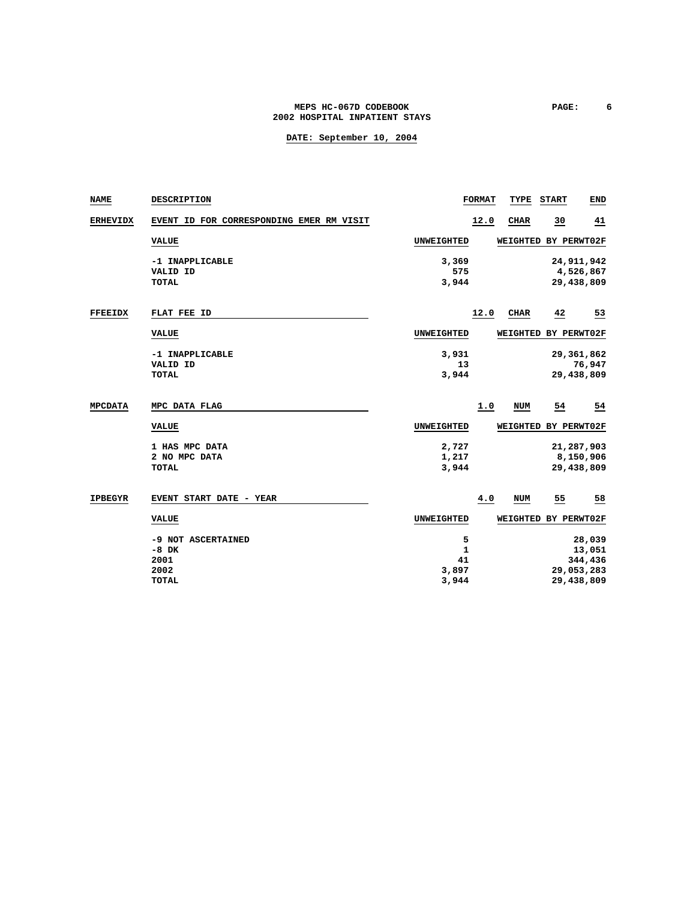| NAME | DESCRIPTION | FORMAT | TYPE | START | END |
|---|---|---|---|---|---|
| ERHEVIDX | EVENT ID FOR CORRESPONDING EMER RM VISIT | 12.0 | CHAR | 30 | 41 |

| VALUE | UNWEIGHTED | WEIGHTED BY PERWT02F |
|---|---|---|
| -1 INAPPLICABLE | 3,369 | 24,911,942 |
| VALID ID | 575 | 4,526,867 |
| TOTAL | 3,944 | 29,438,809 |

| NAME | DESCRIPTION | FORMAT | TYPE | START | END |
|---|---|---|---|---|---|
| FFEEIDX | FLAT FEE ID | 12.0 | CHAR | 42 | 53 |

| VALUE | UNWEIGHTED | WEIGHTED BY PERWT02F |
|---|---|---|
| -1 INAPPLICABLE | 3,931 | 29,361,862 |
| VALID ID | 13 | 76,947 |
| TOTAL | 3,944 | 29,438,809 |

| NAME | DESCRIPTION | FORMAT | TYPE | START | END |
|---|---|---|---|---|---|
| MPCDATA | MPC DATA FLAG | 1.0 | NUM | 54 | 54 |

| VALUE | UNWEIGHTED | WEIGHTED BY PERWT02F |
|---|---|---|
| 1 HAS MPC DATA | 2,727 | 21,287,903 |
| 2 NO MPC DATA | 1,217 | 8,150,906 |
| TOTAL | 3,944 | 29,438,809 |

| NAME | DESCRIPTION | FORMAT | TYPE | START | END |
|---|---|---|---|---|---|
| IPBEGYR | EVENT START DATE - YEAR | 4.0 | NUM | 55 | 58 |

| VALUE | UNWEIGHTED | WEIGHTED BY PERWT02F |
|---|---|---|
| -9 NOT ASCERTAINED | 5 | 28,039 |
| -8 DK | 1 | 13,051 |
| 2001 | 41 | 344,436 |
| 2002 | 3,897 | 29,053,283 |
| TOTAL | 3,944 | 29,438,809 |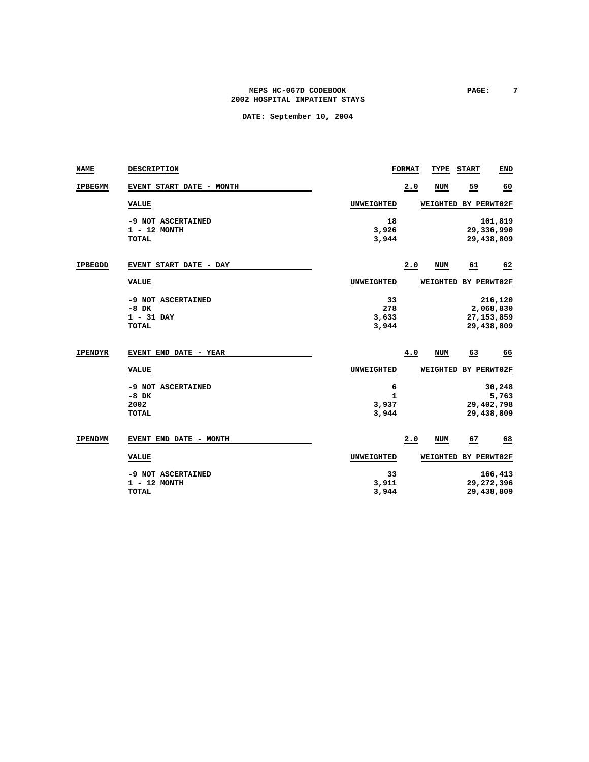MEPS HC-067D CODEBOOK
2002 HOSPITAL INPATIENT STAYS

DATE: September 10, 2004

| NAME | DESCRIPTION | FORMAT | TYPE | START | END |
|---|---|---|---|---|---|
| IPBEGMM | EVENT START DATE - MONTH | 2.0 | NUM | 59 | 60 |

| VALUE | UNWEIGHTED | WEIGHTED BY PERWT02F |
|---|---|---|
| -9 NOT ASCERTAINED | 18 | 101,819 |
| 1 - 12 MONTH | 3,926 | 29,336,990 |
| TOTAL | 3,944 | 29,438,809 |

| NAME | DESCRIPTION | FORMAT | TYPE | START | END |
|---|---|---|---|---|---|
| IPBEGDD | EVENT START DATE - DAY | 2.0 | NUM | 61 | 62 |

| VALUE | UNWEIGHTED | WEIGHTED BY PERWT02F |
|---|---|---|
| -9 NOT ASCERTAINED | 33 | 216,120 |
| -8 DK | 278 | 2,068,830 |
| 1 - 31 DAY | 3,633 | 27,153,859 |
| TOTAL | 3,944 | 29,438,809 |

| NAME | DESCRIPTION | FORMAT | TYPE | START | END |
|---|---|---|---|---|---|
| IPENDYR | EVENT END DATE - YEAR | 4.0 | NUM | 63 | 66 |

| VALUE | UNWEIGHTED | WEIGHTED BY PERWT02F |
|---|---|---|
| -9 NOT ASCERTAINED | 6 | 30,248 |
| -8 DK | 1 | 5,763 |
| 2002 | 3,937 | 29,402,798 |
| TOTAL | 3,944 | 29,438,809 |

| NAME | DESCRIPTION | FORMAT | TYPE | START | END |
|---|---|---|---|---|---|
| IPENDMM | EVENT END DATE - MONTH | 2.0 | NUM | 67 | 68 |

| VALUE | UNWEIGHTED | WEIGHTED BY PERWT02F |
|---|---|---|
| -9 NOT ASCERTAINED | 33 | 166,413 |
| 1 - 12 MONTH | 3,911 | 29,272,396 |
| TOTAL | 3,944 | 29,438,809 |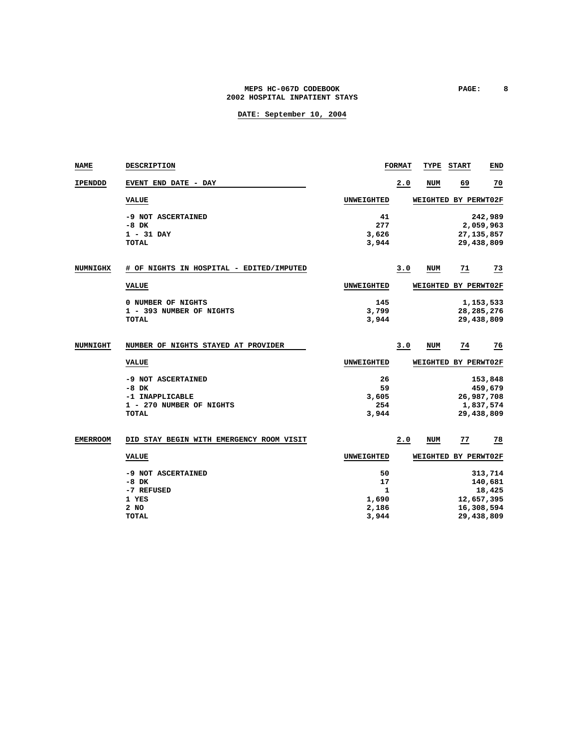MEPS HC-067D CODEBOOK
2002 HOSPITAL INPATIENT STAYS

DATE: September 10, 2004

| NAME | DESCRIPTION | FORMAT | TYPE | START | END |
|---|---|---|---|---|---|
| IPENDDD | EVENT END DATE - DAY | 2.0 | NUM | 69 | 70 |

| VALUE | UNWEIGHTED | WEIGHTED BY PERWT02F |
|---|---|---|
| -9 NOT ASCERTAINED | 41 | 242,989 |
| -8 DK | 277 | 2,059,963 |
| 1 - 31 DAY | 3,626 | 27,135,857 |
| TOTAL | 3,944 | 29,438,809 |

| NAME | DESCRIPTION | FORMAT | TYPE | START | END |
|---|---|---|---|---|---|
| NUMNIGHX | # OF NIGHTS IN HOSPITAL - EDITED/IMPUTED | 3.0 | NUM | 71 | 73 |

| VALUE | UNWEIGHTED | WEIGHTED BY PERWT02F |
|---|---|---|
| 0 NUMBER OF NIGHTS | 145 | 1,153,533 |
| 1 - 393 NUMBER OF NIGHTS | 3,799 | 28,285,276 |
| TOTAL | 3,944 | 29,438,809 |

| NAME | DESCRIPTION | FORMAT | TYPE | START | END |
|---|---|---|---|---|---|
| NUMNIGHT | NUMBER OF NIGHTS STAYED AT PROVIDER | 3.0 | NUM | 74 | 76 |

| VALUE | UNWEIGHTED | WEIGHTED BY PERWT02F |
|---|---|---|
| -9 NOT ASCERTAINED | 26 | 153,848 |
| -8 DK | 59 | 459,679 |
| -1 INAPPLICABLE | 3,605 | 26,987,708 |
| 1 - 270 NUMBER OF NIGHTS | 254 | 1,837,574 |
| TOTAL | 3,944 | 29,438,809 |

| NAME | DESCRIPTION | FORMAT | TYPE | START | END |
|---|---|---|---|---|---|
| EMERROOM | DID STAY BEGIN WITH EMERGENCY ROOM VISIT | 2.0 | NUM | 77 | 78 |

| VALUE | UNWEIGHTED | WEIGHTED BY PERWT02F |
|---|---|---|
| -9 NOT ASCERTAINED | 50 | 313,714 |
| -8 DK | 17 | 140,681 |
| -7 REFUSED | 1 | 18,425 |
| 1 YES | 1,690 | 12,657,395 |
| 2 NO | 2,186 | 16,308,594 |
| TOTAL | 3,944 | 29,438,809 |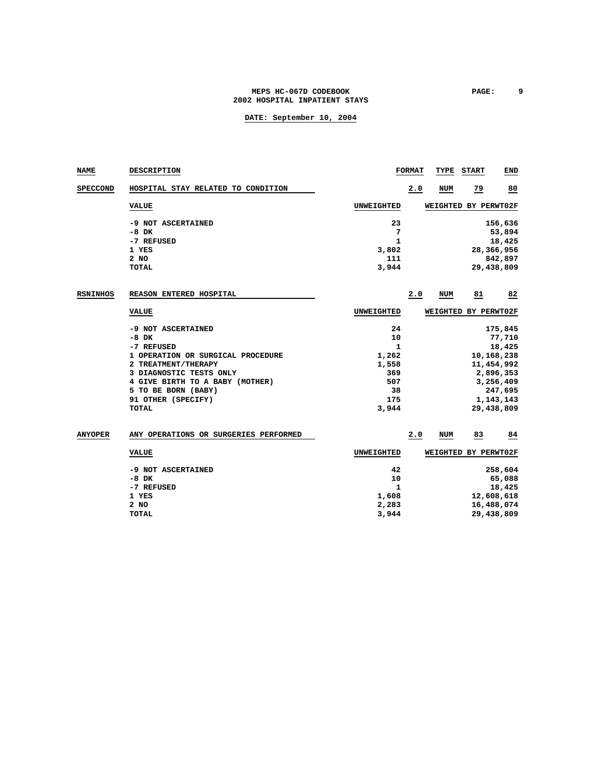DATE: September 10, 2004

| NAME | DESCRIPTION | FORMAT | TYPE | START | END |
|---|---|---|---|---|---|
| SPECCOND | HOSPITAL STAY RELATED TO CONDITION | 2.0 | NUM | 79 | 80 |

| VALUE | UNWEIGHTED | WEIGHTED BY PERWT02F |
|---|---|---|
| -9 NOT ASCERTAINED | 23 | 156,636 |
| -8 DK | 7 | 53,894 |
| -7 REFUSED | 1 | 18,425 |
| 1 YES | 3,802 | 28,366,956 |
| 2 NO | 111 | 842,897 |
| TOTAL | 3,944 | 29,438,809 |

| NAME | DESCRIPTION | FORMAT | TYPE | START | END |
|---|---|---|---|---|---|
| RSNINHOS | REASON ENTERED HOSPITAL | 2.0 | NUM | 81 | 82 |

| VALUE | UNWEIGHTED | WEIGHTED BY PERWT02F |
|---|---|---|
| -9 NOT ASCERTAINED | 24 | 175,845 |
| -8 DK | 10 | 77,710 |
| -7 REFUSED | 1 | 18,425 |
| 1 OPERATION OR SURGICAL PROCEDURE | 1,262 | 10,168,238 |
| 2 TREATMENT/THERAPY | 1,558 | 11,454,992 |
| 3 DIAGNOSTIC TESTS ONLY | 369 | 2,896,353 |
| 4 GIVE BIRTH TO A BABY (MOTHER) | 507 | 3,256,409 |
| 5 TO BE BORN (BABY) | 38 | 247,695 |
| 91 OTHER (SPECIFY) | 175 | 1,143,143 |
| TOTAL | 3,944 | 29,438,809 |

| NAME | DESCRIPTION | FORMAT | TYPE | START | END |
|---|---|---|---|---|---|
| ANYOPER | ANY OPERATIONS OR SURGERIES PERFORMED | 2.0 | NUM | 83 | 84 |

| VALUE | UNWEIGHTED | WEIGHTED BY PERWT02F |
|---|---|---|
| -9 NOT ASCERTAINED | 42 | 258,604 |
| -8 DK | 10 | 65,088 |
| -7 REFUSED | 1 | 18,425 |
| 1 YES | 1,608 | 12,608,618 |
| 2 NO | 2,283 | 16,488,074 |
| TOTAL | 3,944 | 29,438,809 |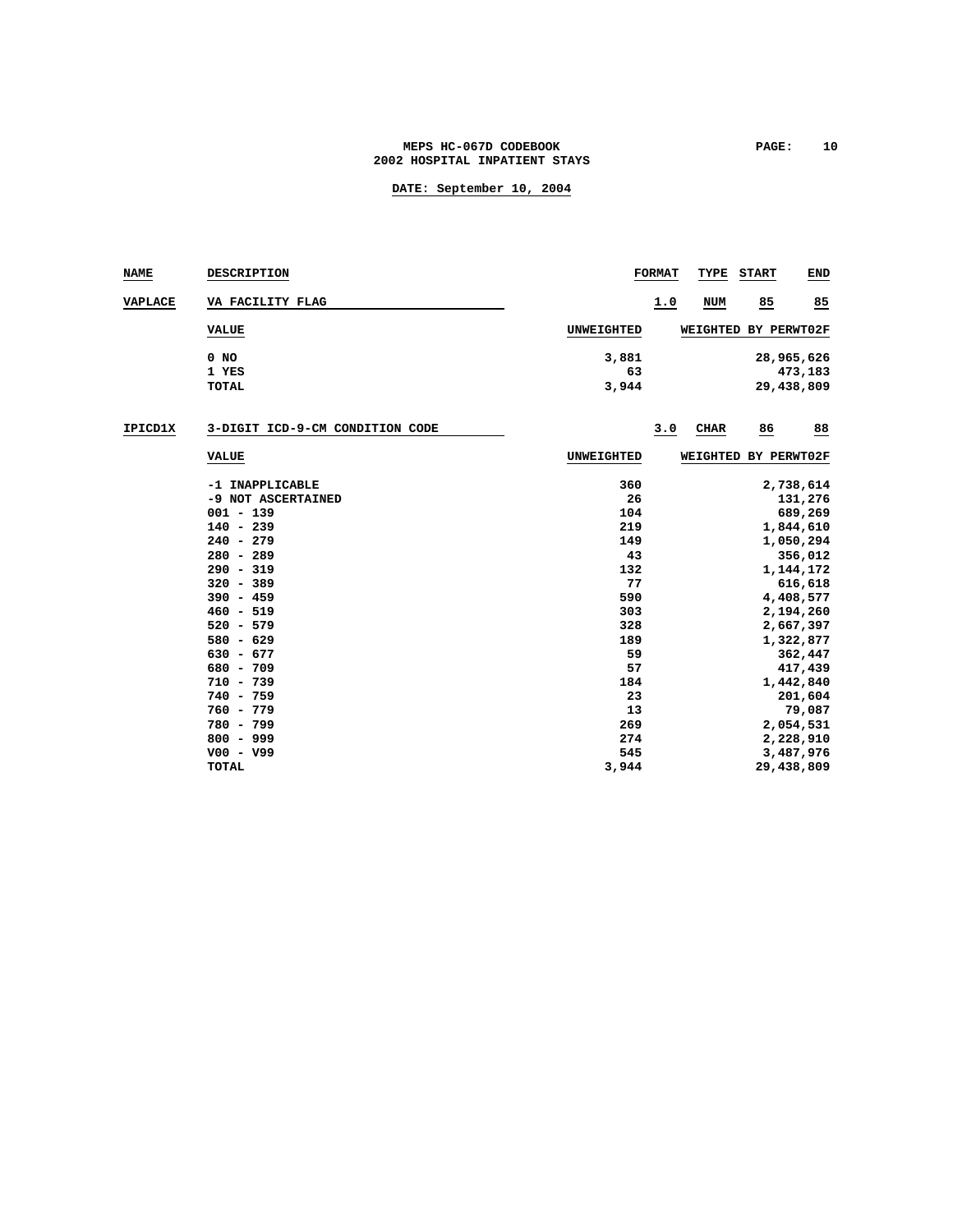**MEPS HC-067D CODEBOOK**
**2002 HOSPITAL INPATIENT STAYS**

**DATE: September 10, 2004**

| NAME | DESCRIPTION | FORMAT | TYPE | START | END |
|---|---|---|---|---|---|
| VAPLACE | VA FACILITY FLAG | 1.0 | NUM | 85 | 85 |

| VALUE | UNWEIGHTED | WEIGHTED BY PERWT02F |
|---|---|---|
| 0 NO | 3,881 | 28,965,626 |
| 1 YES | 63 | 473,183 |
| TOTAL | 3,944 | 29,438,809 |

| NAME | DESCRIPTION | FORMAT | TYPE | START | END |
|---|---|---|---|---|---|
| IPICD1X | 3-DIGIT ICD-9-CM CONDITION CODE | 3.0 | CHAR | 86 | 88 |

| VALUE | UNWEIGHTED | WEIGHTED BY PERWT02F |
|---|---|---|
| -1 INAPPLICABLE | 360 | 2,738,614 |
| -9 NOT ASCERTAINED | 26 | 131,276 |
| 001 - 139 | 104 | 689,269 |
| 140 - 239 | 219 | 1,844,610 |
| 240 - 279 | 149 | 1,050,294 |
| 280 - 289 | 43 | 356,012 |
| 290 - 319 | 132 | 1,144,172 |
| 320 - 389 | 77 | 616,618 |
| 390 - 459 | 590 | 4,408,577 |
| 460 - 519 | 303 | 2,194,260 |
| 520 - 579 | 328 | 2,667,397 |
| 580 - 629 | 189 | 1,322,877 |
| 630 - 677 | 59 | 362,447 |
| 680 - 709 | 57 | 417,439 |
| 710 - 739 | 184 | 1,442,840 |
| 740 - 759 | 23 | 201,604 |
| 760 - 779 | 13 | 79,087 |
| 780 - 799 | 269 | 2,054,531 |
| 800 - 999 | 274 | 2,228,910 |
| V00 - V99 | 545 | 3,487,976 |
| TOTAL | 3,944 | 29,438,809 |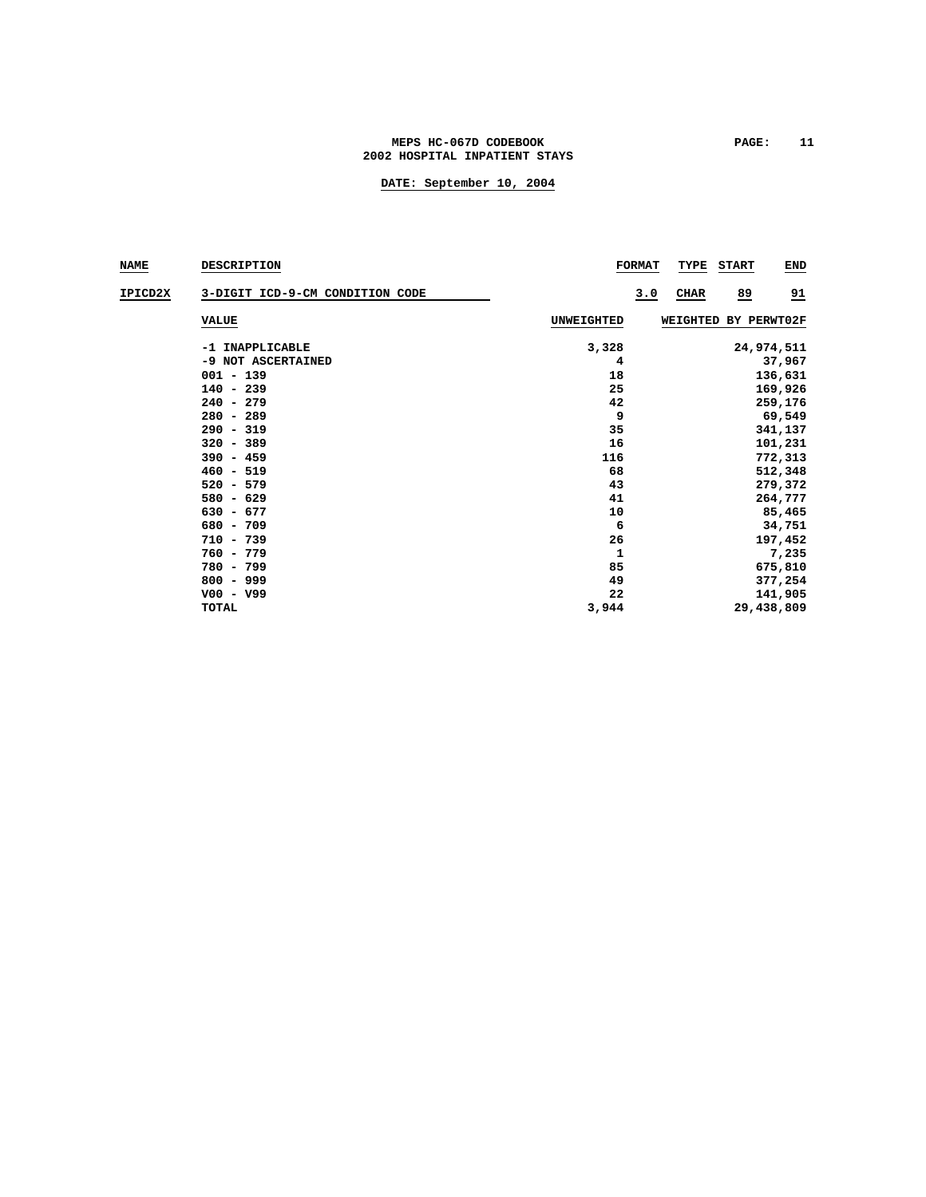| NAME | DESCRIPTION | FORMAT | TYPE | START | END |
|---|---|---|---|---|---|
| IPICD2X | 3-DIGIT ICD-9-CM CONDITION CODE | 3.0 | CHAR | 89 | 91 |

| VALUE | UNWEIGHTED | WEIGHTED BY PERWT02F |
|---|---|---|
| -1 INAPPLICABLE | 3,328 | 24,974,511 |
| -9 NOT ASCERTAINED | 4 | 37,967 |
| 001 - 139 | 18 | 136,631 |
| 140 - 239 | 25 | 169,926 |
| 240 - 279 | 42 | 259,176 |
| 280 - 289 | 9 | 69,549 |
| 290 - 319 | 35 | 341,137 |
| 320 - 389 | 16 | 101,231 |
| 390 - 459 | 116 | 772,313 |
| 460 - 519 | 68 | 512,348 |
| 520 - 579 | 43 | 279,372 |
| 580 - 629 | 41 | 264,777 |
| 630 - 677 | 10 | 85,465 |
| 680 - 709 | 6 | 34,751 |
| 710 - 739 | 26 | 197,452 |
| 760 - 779 | 1 | 7,235 |
| 780 - 799 | 85 | 675,810 |
| 800 - 999 | 49 | 377,254 |
| V00 - V99 | 22 | 141,905 |
| TOTAL | 3,944 | 29,438,809 |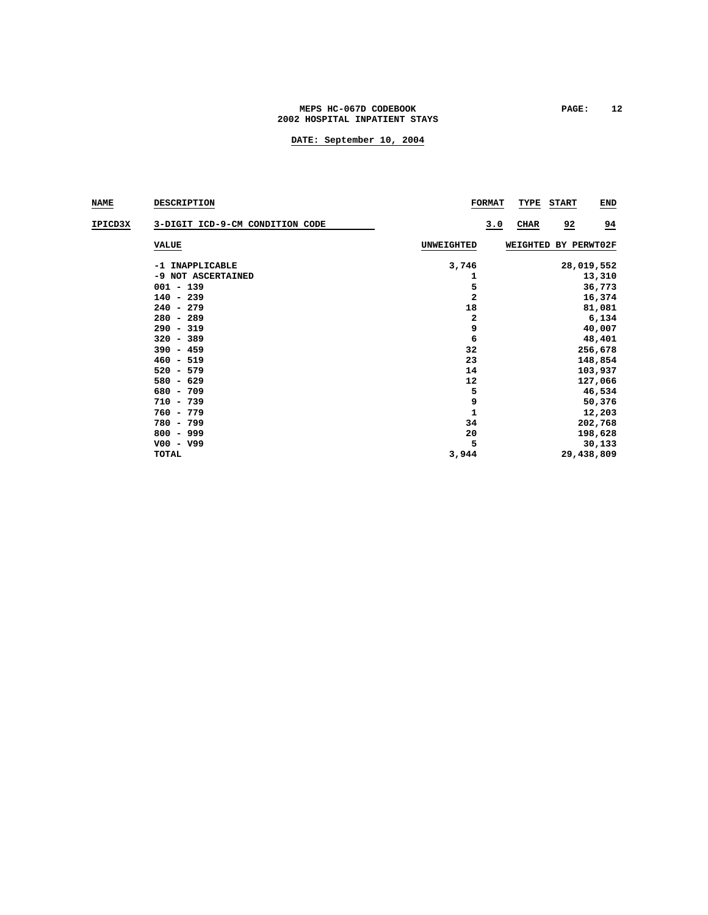MEPS HC-067D CODEBOOK
2002 HOSPITAL INPATIENT STAYS

DATE: September 10, 2004

| NAME | DESCRIPTION | FORMAT | TYPE | START | END |
|---|---|---|---|---|---|
| IPICD3X | 3-DIGIT ICD-9-CM CONDITION CODE | 3.0 | CHAR | 92 | 94 |

| VALUE | UNWEIGHTED | WEIGHTED BY PERWT02F |
|---|---|---|
| -1 INAPPLICABLE | 3,746 | 28,019,552 |
| -9 NOT ASCERTAINED | 1 | 13,310 |
| 001 - 139 | 5 | 36,773 |
| 140 - 239 | 2 | 16,374 |
| 240 - 279 | 18 | 81,081 |
| 280 - 289 | 2 | 6,134 |
| 290 - 319 | 9 | 40,007 |
| 320 - 389 | 6 | 48,401 |
| 390 - 459 | 32 | 256,678 |
| 460 - 519 | 23 | 148,854 |
| 520 - 579 | 14 | 103,937 |
| 580 - 629 | 12 | 127,066 |
| 680 - 709 | 5 | 46,534 |
| 710 - 739 | 9 | 50,376 |
| 760 - 779 | 1 | 12,203 |
| 780 - 799 | 34 | 202,768 |
| 800 - 999 | 20 | 198,628 |
| V00 - V99 | 5 | 30,133 |
| TOTAL | 3,944 | 29,438,809 |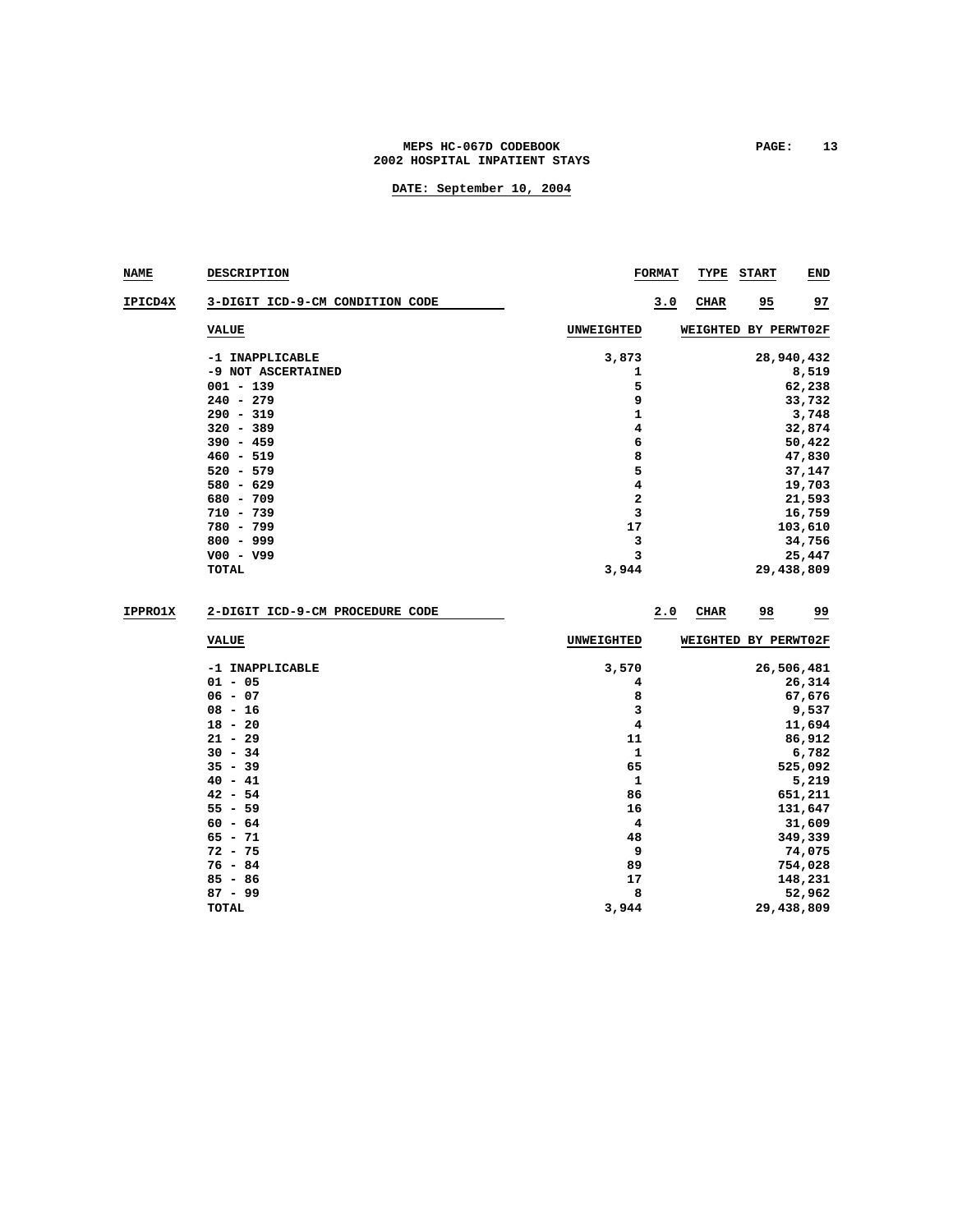MEPS HC-067D CODEBOOK
2002 HOSPITAL INPATIENT STAYS

DATE: September 10, 2004

| NAME | DESCRIPTION | FORMAT | TYPE | START | END |
|---|---|---|---|---|---|
| IPICD4X | 3-DIGIT ICD-9-CM CONDITION CODE | 3.0 | CHAR | 95 | 97 |

| VALUE | UNWEIGHTED | WEIGHTED BY PERWT02F |
|---|---|---|
| -1 INAPPLICABLE | 3,873 | 28,940,432 |
| -9 NOT ASCERTAINED | 1 | 8,519 |
| 001 - 139 | 5 | 62,238 |
| 240 - 279 | 9 | 33,732 |
| 290 - 319 | 1 | 3,748 |
| 320 - 389 | 4 | 32,874 |
| 390 - 459 | 6 | 50,422 |
| 460 - 519 | 8 | 47,830 |
| 520 - 579 | 5 | 37,147 |
| 580 - 629 | 4 | 19,703 |
| 680 - 709 | 2 | 21,593 |
| 710 - 739 | 3 | 16,759 |
| 780 - 799 | 17 | 103,610 |
| 800 - 999 | 3 | 34,756 |
| V00 - V99 | 3 | 25,447 |
| TOTAL | 3,944 | 29,438,809 |

| NAME | DESCRIPTION | FORMAT | TYPE | START | END |
|---|---|---|---|---|---|
| IPPRO1X | 2-DIGIT ICD-9-CM PROCEDURE CODE | 2.0 | CHAR | 98 | 99 |

| VALUE | UNWEIGHTED | WEIGHTED BY PERWT02F |
|---|---|---|
| -1 INAPPLICABLE | 3,570 | 26,506,481 |
| 01 - 05 | 4 | 26,314 |
| 06 - 07 | 8 | 67,676 |
| 08 - 16 | 3 | 9,537 |
| 18 - 20 | 4 | 11,694 |
| 21 - 29 | 11 | 86,912 |
| 30 - 34 | 1 | 6,782 |
| 35 - 39 | 65 | 525,092 |
| 40 - 41 | 1 | 5,219 |
| 42 - 54 | 86 | 651,211 |
| 55 - 59 | 16 | 131,647 |
| 60 - 64 | 4 | 31,609 |
| 65 - 71 | 48 | 349,339 |
| 72 - 75 | 9 | 74,075 |
| 76 - 84 | 89 | 754,028 |
| 85 - 86 | 17 | 148,231 |
| 87 - 99 | 8 | 52,962 |
| TOTAL | 3,944 | 29,438,809 |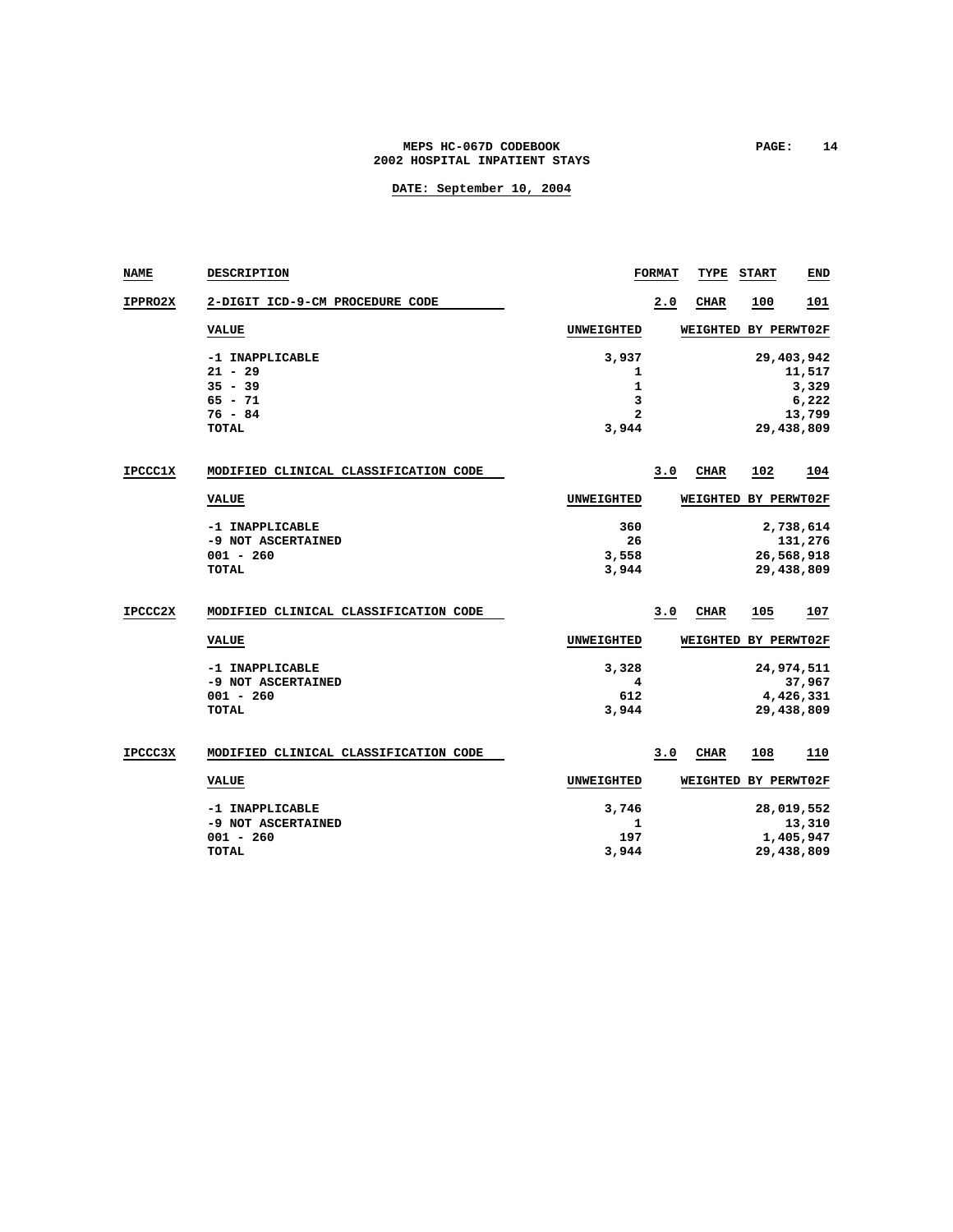MEPS HC-067D CODEBOOK
2002 HOSPITAL INPATIENT STAYS

DATE: September 10, 2004

| NAME | DESCRIPTION | FORMAT | TYPE | START | END |
|---|---|---|---|---|---|
| IPPRO2X | 2-DIGIT ICD-9-CM PROCEDURE CODE | 2.0 | CHAR | 100 | 101 |

| VALUE | UNWEIGHTED | WEIGHTED BY PERWT02F |
|---|---|---|
| -1 INAPPLICABLE | 3,937 | 29,403,942 |
| 21 - 29 | 1 | 11,517 |
| 35 - 39 | 1 | 3,329 |
| 65 - 71 | 3 | 6,222 |
| 76 - 84 | 2 | 13,799 |
| TOTAL | 3,944 | 29,438,809 |

| NAME | DESCRIPTION | FORMAT | TYPE | START | END |
|---|---|---|---|---|---|
| IPCCC1X | MODIFIED CLINICAL CLASSIFICATION CODE | 3.0 | CHAR | 102 | 104 |

| VALUE | UNWEIGHTED | WEIGHTED BY PERWT02F |
|---|---|---|
| -1 INAPPLICABLE | 360 | 2,738,614 |
| -9 NOT ASCERTAINED | 26 | 131,276 |
| 001 - 260 | 3,558 | 26,568,918 |
| TOTAL | 3,944 | 29,438,809 |

| NAME | DESCRIPTION | FORMAT | TYPE | START | END |
|---|---|---|---|---|---|
| IPCCC2X | MODIFIED CLINICAL CLASSIFICATION CODE | 3.0 | CHAR | 105 | 107 |

| VALUE | UNWEIGHTED | WEIGHTED BY PERWT02F |
|---|---|---|
| -1 INAPPLICABLE | 3,328 | 24,974,511 |
| -9 NOT ASCERTAINED | 4 | 37,967 |
| 001 - 260 | 612 | 4,426,331 |
| TOTAL | 3,944 | 29,438,809 |

| NAME | DESCRIPTION | FORMAT | TYPE | START | END |
|---|---|---|---|---|---|
| IPCCC3X | MODIFIED CLINICAL CLASSIFICATION CODE | 3.0 | CHAR | 108 | 110 |

| VALUE | UNWEIGHTED | WEIGHTED BY PERWT02F |
|---|---|---|
| -1 INAPPLICABLE | 3,746 | 28,019,552 |
| -9 NOT ASCERTAINED | 1 | 13,310 |
| 001 - 260 | 197 | 1,405,947 |
| TOTAL | 3,944 | 29,438,809 |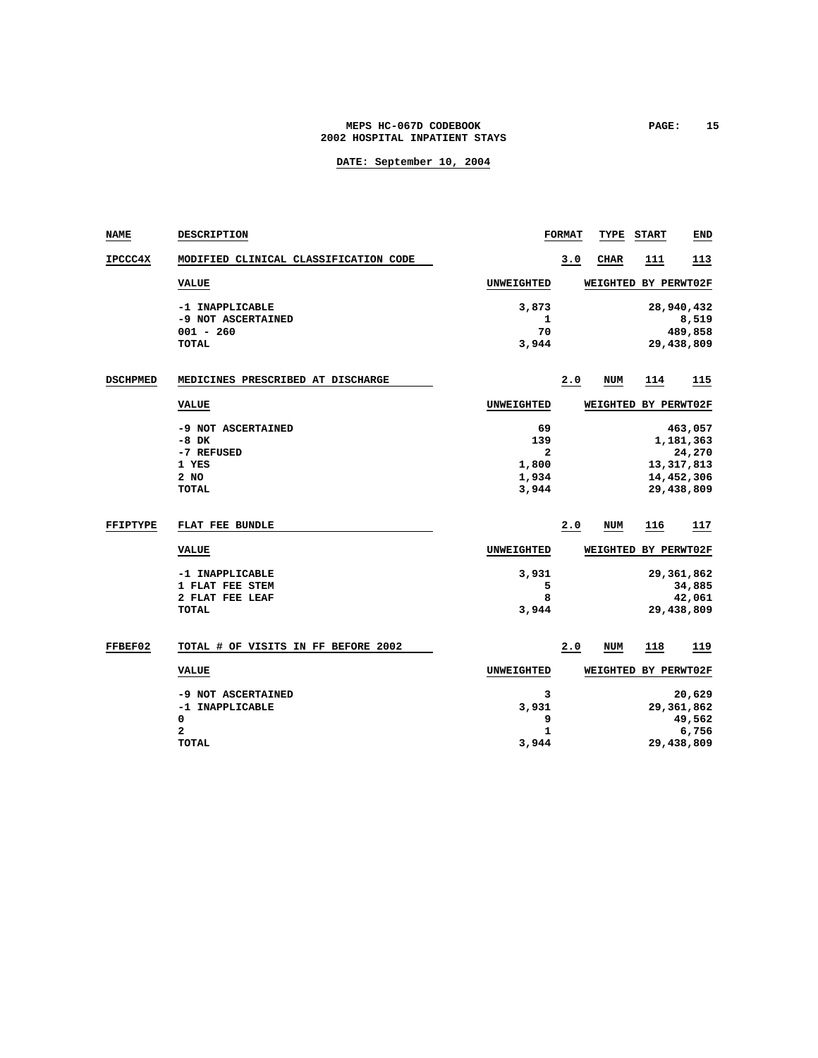MEPS HC-067D CODEBOOK
2002 HOSPITAL INPATIENT STAYS

DATE: September 10, 2004

| NAME | DESCRIPTION | FORMAT | TYPE | START | END |
|---|---|---|---|---|---|
| IPCCC4X | MODIFIED CLINICAL CLASSIFICATION CODE | 3.0 | CHAR | 111 | 113 |

| VALUE | UNWEIGHTED | WEIGHTED BY PERWT02F |
|---|---|---|
| -1 INAPPLICABLE | 3,873 | 28,940,432 |
| -9 NOT ASCERTAINED | 1 | 8,519 |
| 001 - 260 | 70 | 489,858 |
| TOTAL | 3,944 | 29,438,809 |

| NAME | DESCRIPTION | FORMAT | TYPE | START | END |
|---|---|---|---|---|---|
| DSCHPMED | MEDICINES PRESCRIBED AT DISCHARGE | 2.0 | NUM | 114 | 115 |

| VALUE | UNWEIGHTED | WEIGHTED BY PERWT02F |
|---|---|---|
| -9 NOT ASCERTAINED | 69 | 463,057 |
| -8 DK | 139 | 1,181,363 |
| -7 REFUSED | 2 | 24,270 |
| 1 YES | 1,800 | 13,317,813 |
| 2 NO | 1,934 | 14,452,306 |
| TOTAL | 3,944 | 29,438,809 |

| NAME | DESCRIPTION | FORMAT | TYPE | START | END |
|---|---|---|---|---|---|
| FFIPTYPE | FLAT FEE BUNDLE | 2.0 | NUM | 116 | 117 |

| VALUE | UNWEIGHTED | WEIGHTED BY PERWT02F |
|---|---|---|
| -1 INAPPLICABLE | 3,931 | 29,361,862 |
| 1 FLAT FEE STEM | 5 | 34,885 |
| 2 FLAT FEE LEAF | 8 | 42,061 |
| TOTAL | 3,944 | 29,438,809 |

| NAME | DESCRIPTION | FORMAT | TYPE | START | END |
|---|---|---|---|---|---|
| FFBEF02 | TOTAL # OF VISITS IN FF BEFORE 2002 | 2.0 | NUM | 118 | 119 |

| VALUE | UNWEIGHTED | WEIGHTED BY PERWT02F |
|---|---|---|
| -9 NOT ASCERTAINED | 3 | 20,629 |
| -1 INAPPLICABLE | 3,931 | 29,361,862 |
| 0 | 9 | 49,562 |
| 2 | 1 | 6,756 |
| TOTAL | 3,944 | 29,438,809 |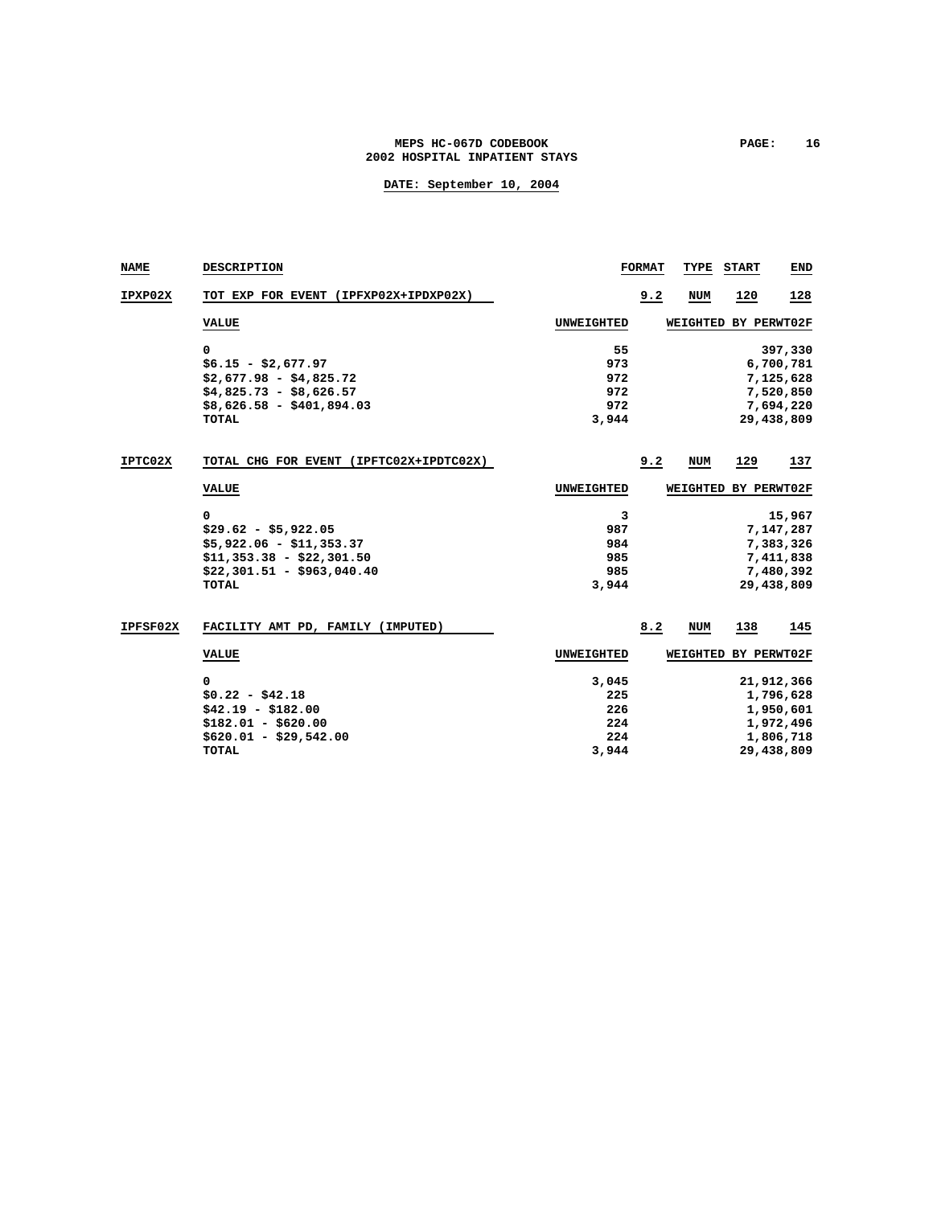MEPS HC-067D CODEBOOK
2002 HOSPITAL INPATIENT STAYS

DATE: September 10, 2004

| NAME | DESCRIPTION | FORMAT | TYPE | START | END |
|---|---|---|---|---|---|
| IPXP02X | TOT EXP FOR EVENT (IPFXP02X+IPDXP02X) | 9.2 | NUM | 120 | 128 |

| VALUE | UNWEIGHTED | WEIGHTED BY PERWT02F |
|---|---|---|
| 0 | 55 | 397,330 |
| $6.15 - $2,677.97 | 973 | 6,700,781 |
| $2,677.98 - $4,825.72 | 972 | 7,125,628 |
| $4,825.73 - $8,626.57 | 972 | 7,520,850 |
| $8,626.58 - $401,894.03 | 972 | 7,694,220 |
| TOTAL | 3,944 | 29,438,809 |

| NAME | DESCRIPTION | FORMAT | TYPE | START | END |
|---|---|---|---|---|---|
| IPTC02X | TOTAL CHG FOR EVENT (IPFTC02X+IPDTC02X) | 9.2 | NUM | 129 | 137 |

| VALUE | UNWEIGHTED | WEIGHTED BY PERWT02F |
|---|---|---|
| 0 | 3 | 15,967 |
| $29.62 - $5,922.05 | 987 | 7,147,287 |
| $5,922.06 - $11,353.37 | 984 | 7,383,326 |
| $11,353.38 - $22,301.50 | 985 | 7,411,838 |
| $22,301.51 - $963,040.40 | 985 | 7,480,392 |
| TOTAL | 3,944 | 29,438,809 |

| NAME | DESCRIPTION | FORMAT | TYPE | START | END |
|---|---|---|---|---|---|
| IPFSF02X | FACILITY AMT PD, FAMILY (IMPUTED) | 8.2 | NUM | 138 | 145 |

| VALUE | UNWEIGHTED | WEIGHTED BY PERWT02F |
|---|---|---|
| 0 | 3,045 | 21,912,366 |
| $0.22 - $42.18 | 225 | 1,796,628 |
| $42.19 - $182.00 | 226 | 1,950,601 |
| $182.01 - $620.00 | 224 | 1,972,496 |
| $620.01 - $29,542.00 | 224 | 1,806,718 |
| TOTAL | 3,944 | 29,438,809 |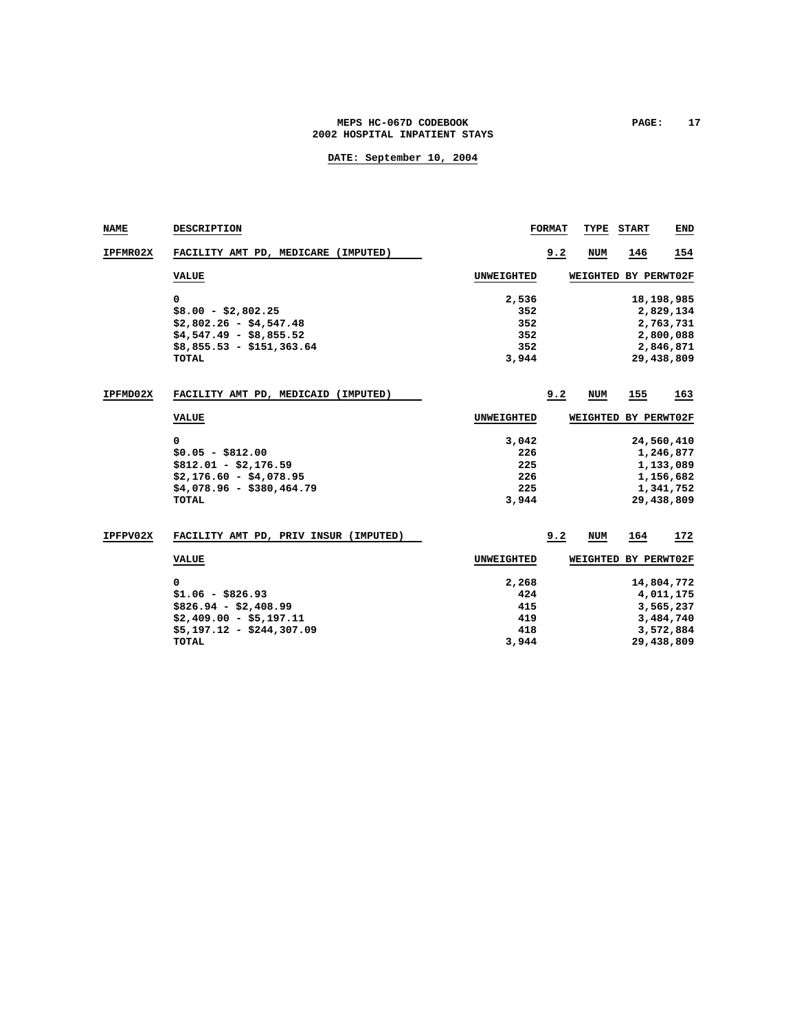MEPS HC-067D CODEBOOK
2002 HOSPITAL INPATIENT STAYS

DATE: September 10, 2004

| NAME | DESCRIPTION | FORMAT | TYPE | START | END |
|---|---|---|---|---|---|
| IPFMR02X | FACILITY AMT PD, MEDICARE (IMPUTED) | 9.2 | NUM | 146 | 154 |

| VALUE | UNWEIGHTED | WEIGHTED BY PERWT02F |
|---|---|---|
| 0 | 2,536 | 18,198,985 |
| $8.00 - $2,802.25 | 352 | 2,829,134 |
| $2,802.26 - $4,547.48 | 352 | 2,763,731 |
| $4,547.49 - $8,855.52 | 352 | 2,800,088 |
| $8,855.53 - $151,363.64 | 352 | 2,846,871 |
| TOTAL | 3,944 | 29,438,809 |

| NAME | DESCRIPTION | FORMAT | TYPE | START | END |
|---|---|---|---|---|---|
| IPFMD02X | FACILITY AMT PD, MEDICAID (IMPUTED) | 9.2 | NUM | 155 | 163 |

| VALUE | UNWEIGHTED | WEIGHTED BY PERWT02F |
|---|---|---|
| 0 | 3,042 | 24,560,410 |
| $0.05 - $812.00 | 226 | 1,246,877 |
| $812.01 - $2,176.59 | 225 | 1,133,089 |
| $2,176.60 - $4,078.95 | 226 | 1,156,682 |
| $4,078.96 - $380,464.79 | 225 | 1,341,752 |
| TOTAL | 3,944 | 29,438,809 |

| NAME | DESCRIPTION | FORMAT | TYPE | START | END |
|---|---|---|---|---|---|
| IPFPV02X | FACILITY AMT PD, PRIV INSUR (IMPUTED) | 9.2 | NUM | 164 | 172 |

| VALUE | UNWEIGHTED | WEIGHTED BY PERWT02F |
|---|---|---|
| 0 | 2,268 | 14,804,772 |
| $1.06 - $826.93 | 424 | 4,011,175 |
| $826.94 - $2,408.99 | 415 | 3,565,237 |
| $2,409.00 - $5,197.11 | 419 | 3,484,740 |
| $5,197.12 - $244,307.09 | 418 | 3,572,884 |
| TOTAL | 3,944 | 29,438,809 |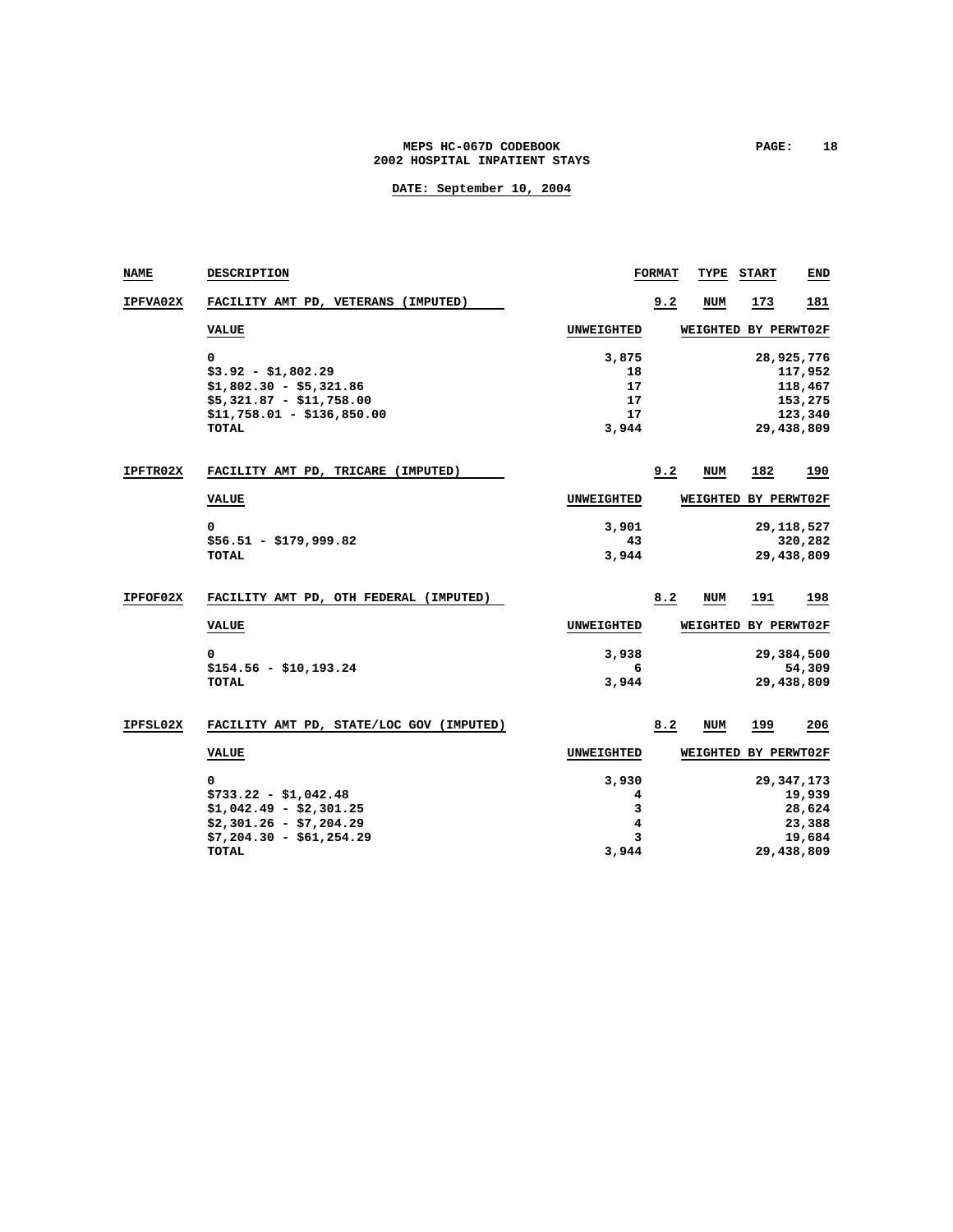| NAME | DESCRIPTION | FORMAT | TYPE | START | END |
|---|---|---|---|---|---|
| IPFVA02X | FACILITY AMT PD, VETERANS (IMPUTED) | 9.2 | NUM | 173 | 181 |

| VALUE | UNWEIGHTED | WEIGHTED BY PERWT02F |
|---|---|---|
| 0 | 3,875 | 28,925,776 |
| $3.92 - $1,802.29 | 18 | 117,952 |
| $1,802.30 - $5,321.86 | 17 | 118,467 |
| $5,321.87 - $11,758.00 | 17 | 153,275 |
| $11,758.01 - $136,850.00 | 17 | 123,340 |
| TOTAL | 3,944 | 29,438,809 |

| NAME | DESCRIPTION | FORMAT | TYPE | START | END |
|---|---|---|---|---|---|
| IPFTR02X | FACILITY AMT PD, TRICARE (IMPUTED) | 9.2 | NUM | 182 | 190 |

| VALUE | UNWEIGHTED | WEIGHTED BY PERWT02F |
|---|---|---|
| 0 | 3,901 | 29,118,527 |
| $56.51 - $179,999.82 | 43 | 320,282 |
| TOTAL | 3,944 | 29,438,809 |

| NAME | DESCRIPTION | FORMAT | TYPE | START | END |
|---|---|---|---|---|---|
| IPFOF02X | FACILITY AMT PD, OTH FEDERAL (IMPUTED) | 8.2 | NUM | 191 | 198 |

| VALUE | UNWEIGHTED | WEIGHTED BY PERWT02F |
|---|---|---|
| 0 | 3,938 | 29,384,500 |
| $154.56 - $10,193.24 | 6 | 54,309 |
| TOTAL | 3,944 | 29,438,809 |

| NAME | DESCRIPTION | FORMAT | TYPE | START | END |
|---|---|---|---|---|---|
| IPFSL02X | FACILITY AMT PD, STATE/LOC GOV (IMPUTED) | 8.2 | NUM | 199 | 206 |

| VALUE | UNWEIGHTED | WEIGHTED BY PERWT02F |
|---|---|---|
| 0 | 3,930 | 29,347,173 |
| $733.22 - $1,042.48 | 4 | 19,939 |
| $1,042.49 - $2,301.25 | 3 | 28,624 |
| $2,301.26 - $7,204.29 | 4 | 23,388 |
| $7,204.30 - $61,254.29 | 3 | 19,684 |
| TOTAL | 3,944 | 29,438,809 |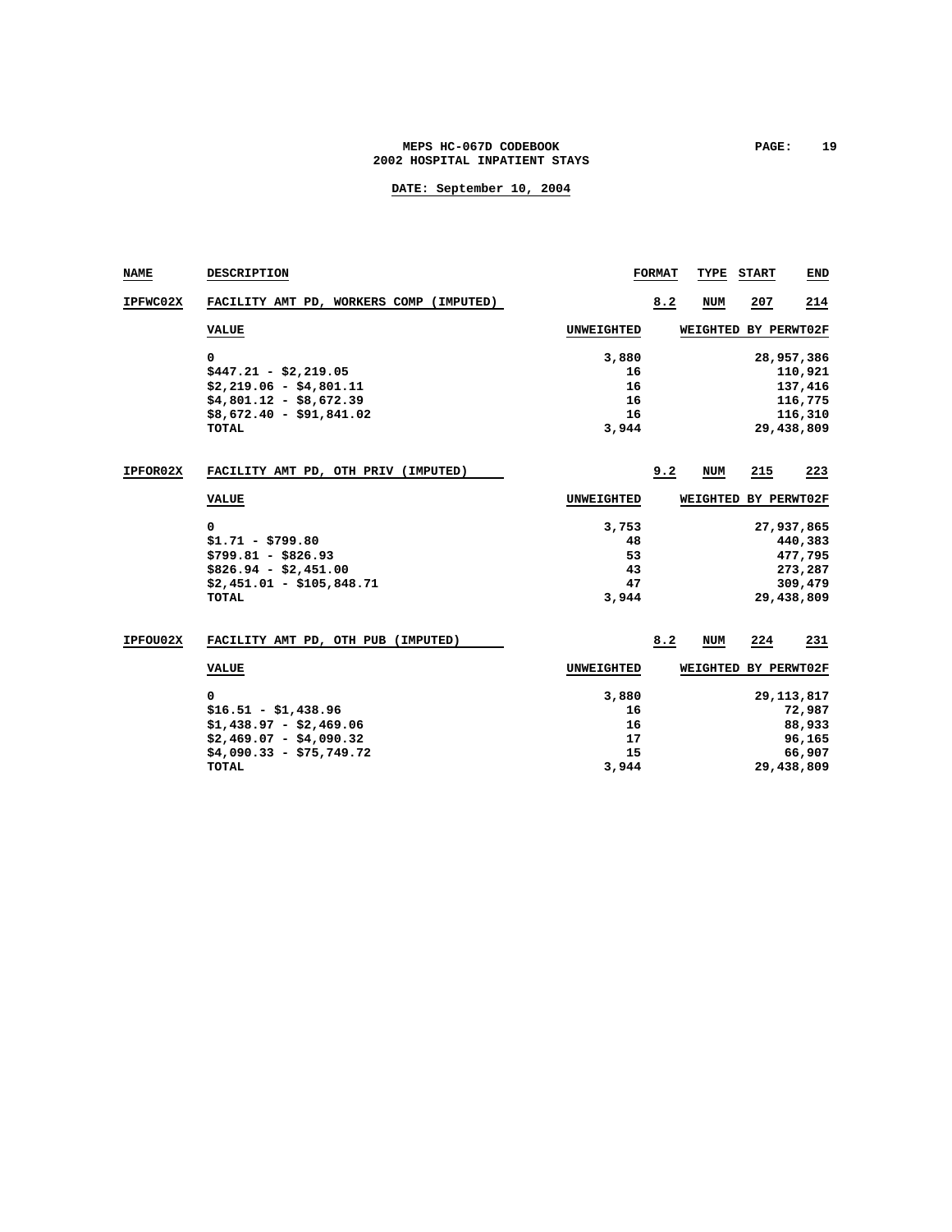**MEPS HC-067D CODEBOOK**
**2002 HOSPITAL INPATIENT STAYS**

**DATE: September 10, 2004**

| NAME | DESCRIPTION | FORMAT | TYPE | START | END |
|---|---|---|---|---|---|
| IPFWC02X | FACILITY AMT PD, WORKERS COMP (IMPUTED) | 8.2 | NUM | 207 | 214 |

| VALUE | UNWEIGHTED | WEIGHTED BY PERWT02F |
|---|---|---|
| 0 | 3,880 | 28,957,386 |
| $447.21 - $2,219.05 | 16 | 110,921 |
| $2,219.06 - $4,801.11 | 16 | 137,416 |
| $4,801.12 - $8,672.39 | 16 | 116,775 |
| $8,672.40 - $91,841.02 | 16 | 116,310 |
| TOTAL | 3,944 | 29,438,809 |

| NAME | DESCRIPTION | FORMAT | TYPE | START | END |
|---|---|---|---|---|---|
| IPFOR02X | FACILITY AMT PD, OTH PRIV (IMPUTED) | 9.2 | NUM | 215 | 223 |

| VALUE | UNWEIGHTED | WEIGHTED BY PERWT02F |
|---|---|---|
| 0 | 3,753 | 27,937,865 |
| $1.71 - $799.80 | 48 | 440,383 |
| $799.81 - $826.93 | 53 | 477,795 |
| $826.94 - $2,451.00 | 43 | 273,287 |
| $2,451.01 - $105,848.71 | 47 | 309,479 |
| TOTAL | 3,944 | 29,438,809 |

| NAME | DESCRIPTION | FORMAT | TYPE | START | END |
|---|---|---|---|---|---|
| IPFOU02X | FACILITY AMT PD, OTH PUB (IMPUTED) | 8.2 | NUM | 224 | 231 |

| VALUE | UNWEIGHTED | WEIGHTED BY PERWT02F |
|---|---|---|
| 0 | 3,880 | 29,113,817 |
| $16.51 - $1,438.96 | 16 | 72,987 |
| $1,438.97 - $2,469.06 | 16 | 88,933 |
| $2,469.07 - $4,090.32 | 17 | 96,165 |
| $4,090.33 - $75,749.72 | 15 | 66,907 |
| TOTAL | 3,944 | 29,438,809 |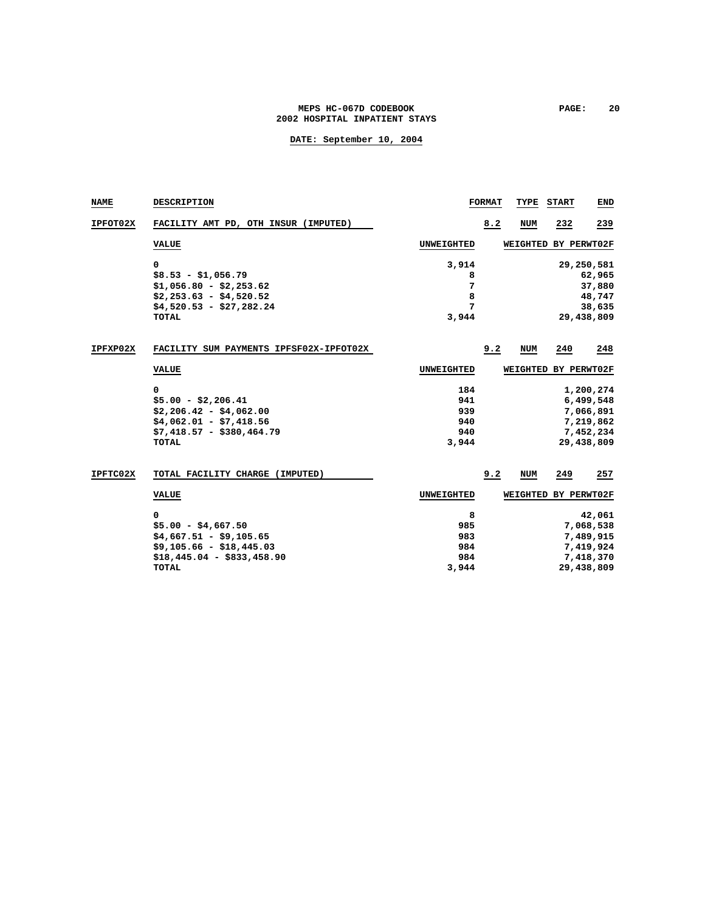| NAME | DESCRIPTION | FORMAT | TYPE | START | END |
|---|---|---|---|---|---|
| IPFOT02X | FACILITY AMT PD, OTH INSUR (IMPUTED) | 8.2 | NUM | 232 | 239 |

| VALUE | UNWEIGHTED | WEIGHTED BY PERWT02F |
|---|---|---|
| 0 | 3,914 | 29,250,581 |
| $8.53 - $1,056.79 | 8 | 62,965 |
| $1,056.80 - $2,253.62 | 7 | 37,880 |
| $2,253.63 - $4,520.52 | 8 | 48,747 |
| $4,520.53 - $27,282.24 | 7 | 38,635 |
| TOTAL | 3,944 | 29,438,809 |

| NAME | DESCRIPTION | FORMAT | TYPE | START | END |
|---|---|---|---|---|---|
| IPFXP02X | FACILITY SUM PAYMENTS IPFSF02X-IPFOT02X | 9.2 | NUM | 240 | 248 |

| VALUE | UNWEIGHTED | WEIGHTED BY PERWT02F |
|---|---|---|
| 0 | 184 | 1,200,274 |
| $5.00 - $2,206.41 | 941 | 6,499,548 |
| $2,206.42 - $4,062.00 | 939 | 7,066,891 |
| $4,062.01 - $7,418.56 | 940 | 7,219,862 |
| $7,418.57 - $380,464.79 | 940 | 7,452,234 |
| TOTAL | 3,944 | 29,438,809 |

| NAME | DESCRIPTION | FORMAT | TYPE | START | END |
|---|---|---|---|---|---|
| IPFTC02X | TOTAL FACILITY CHARGE (IMPUTED) | 9.2 | NUM | 249 | 257 |

| VALUE | UNWEIGHTED | WEIGHTED BY PERWT02F |
|---|---|---|
| 0 | 8 | 42,061 |
| $5.00 - $4,667.50 | 985 | 7,068,538 |
| $4,667.51 - $9,105.65 | 983 | 7,489,915 |
| $9,105.66 - $18,445.03 | 984 | 7,419,924 |
| $18,445.04 - $833,458.90 | 984 | 7,418,370 |
| TOTAL | 3,944 | 29,438,809 |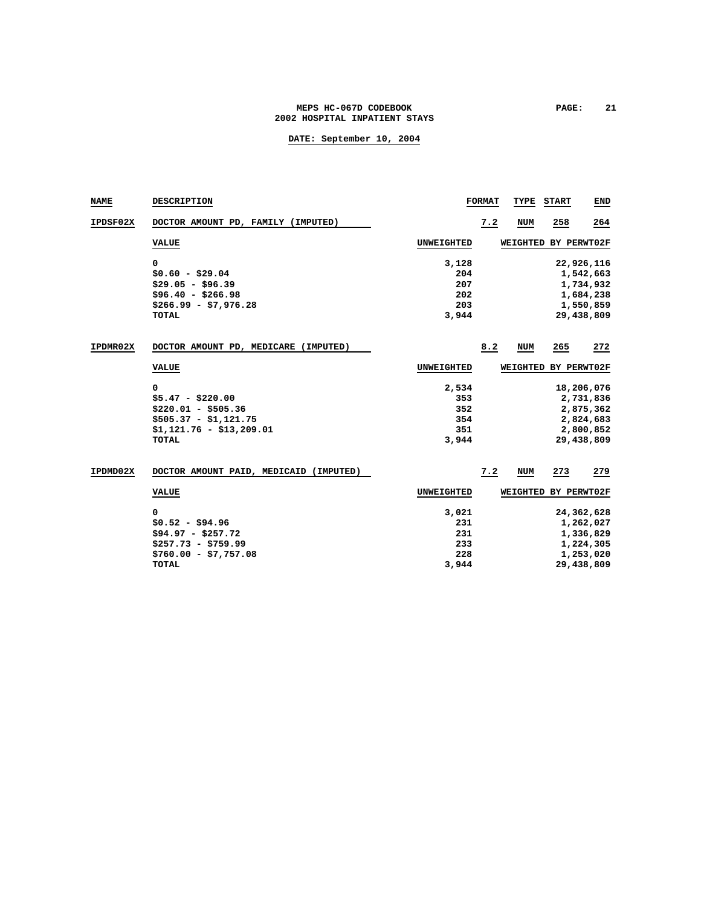MEPS HC-067D CODEBOOK
2002 HOSPITAL INPATIENT STAYS

DATE: September 10, 2004

| NAME | DESCRIPTION | FORMAT | TYPE | START | END |
|---|---|---|---|---|---|
| IPDSF02X | DOCTOR AMOUNT PD, FAMILY (IMPUTED) | 7.2 | NUM | 258 | 264 |

| VALUE | UNWEIGHTED | WEIGHTED BY PERWT02F |
|---|---|---|
| 0 | 3,128 | 22,926,116 |
| $0.60 - $29.04 | 204 | 1,542,663 |
| $29.05 - $96.39 | 207 | 1,734,932 |
| $96.40 - $266.98 | 202 | 1,684,238 |
| $266.99 - $7,976.28 | 203 | 1,550,859 |
| TOTAL | 3,944 | 29,438,809 |

| NAME | DESCRIPTION | FORMAT | TYPE | START | END |
|---|---|---|---|---|---|
| IPDMR02X | DOCTOR AMOUNT PD, MEDICARE (IMPUTED) | 8.2 | NUM | 265 | 272 |

| VALUE | UNWEIGHTED | WEIGHTED BY PERWT02F |
|---|---|---|
| 0 | 2,534 | 18,206,076 |
| $5.47 - $220.00 | 353 | 2,731,836 |
| $220.01 - $505.36 | 352 | 2,875,362 |
| $505.37 - $1,121.75 | 354 | 2,824,683 |
| $1,121.76 - $13,209.01 | 351 | 2,800,852 |
| TOTAL | 3,944 | 29,438,809 |

| NAME | DESCRIPTION | FORMAT | TYPE | START | END |
|---|---|---|---|---|---|
| IPDMD02X | DOCTOR AMOUNT PAID, MEDICAID (IMPUTED) | 7.2 | NUM | 273 | 279 |

| VALUE | UNWEIGHTED | WEIGHTED BY PERWT02F |
|---|---|---|
| 0 | 3,021 | 24,362,628 |
| $0.52 - $94.96 | 231 | 1,262,027 |
| $94.97 - $257.72 | 231 | 1,336,829 |
| $257.73 - $759.99 | 233 | 1,224,305 |
| $760.00 - $7,757.08 | 228 | 1,253,020 |
| TOTAL | 3,944 | 29,438,809 |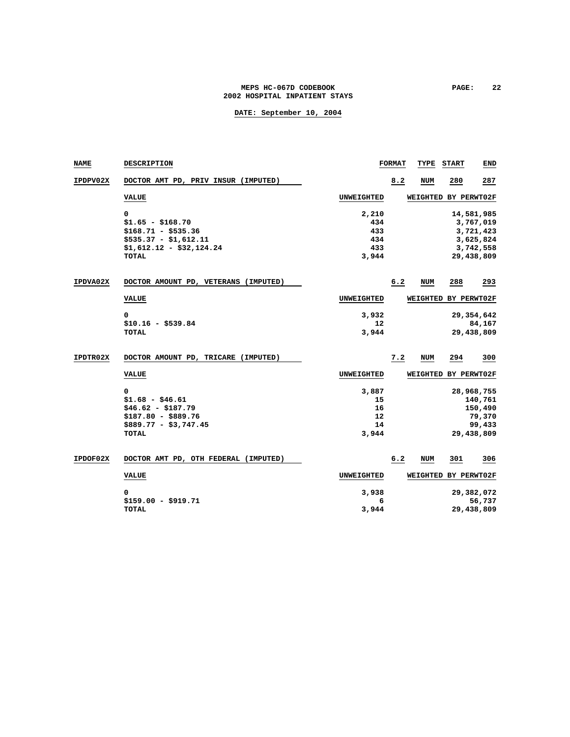# MEPS HC-067D CODEBOOK
## 2002 HOSPITAL INPATIENT STAYS

**DATE: September 10, 2004**

| NAME | DESCRIPTION | FORMAT | TYPE | START | END |
|---|---|---|---|---|---|
| IPDPV02X | DOCTOR AMT PD, PRIV INSUR (IMPUTED) | 8.2 | NUM | 280 | 287 |

| VALUE | UNWEIGHTED | WEIGHTED BY PERWT02F |
|---|---|---|
| 0 | 2,210 | 14,581,985 |
| $1.65 - $168.70 | 434 | 3,767,019 |
| $168.71 - $535.36 | 433 | 3,721,423 |
| $535.37 - $1,612.11 | 434 | 3,625,824 |
| $1,612.12 - $32,124.24 | 433 | 3,742,558 |
| TOTAL | 3,944 | 29,438,809 |

| NAME | DESCRIPTION | FORMAT | TYPE | START | END |
|---|---|---|---|---|---|
| IPDVA02X | DOCTOR AMOUNT PD, VETERANS (IMPUTED) | 6.2 | NUM | 288 | 293 |

| VALUE | UNWEIGHTED | WEIGHTED BY PERWT02F |
|---|---|---|
| 0 | 3,932 | 29,354,642 |
| $10.16 - $539.84 | 12 | 84,167 |
| TOTAL | 3,944 | 29,438,809 |

| NAME | DESCRIPTION | FORMAT | TYPE | START | END |
|---|---|---|---|---|---|
| IPDTR02X | DOCTOR AMOUNT PD, TRICARE (IMPUTED) | 7.2 | NUM | 294 | 300 |

| VALUE | UNWEIGHTED | WEIGHTED BY PERWT02F |
|---|---|---|
| 0 | 3,887 | 28,968,755 |
| $1.68 - $46.61 | 15 | 140,761 |
| $46.62 - $187.79 | 16 | 150,490 |
| $187.80 - $889.76 | 12 | 79,370 |
| $889.77 - $3,747.45 | 14 | 99,433 |
| TOTAL | 3,944 | 29,438,809 |

| NAME | DESCRIPTION | FORMAT | TYPE | START | END |
|---|---|---|---|---|---|
| IPDOF02X | DOCTOR AMT PD, OTH FEDERAL (IMPUTED) | 6.2 | NUM | 301 | 306 |

| VALUE | UNWEIGHTED | WEIGHTED BY PERWT02F |
|---|---|---|
| 0 | 3,938 | 29,382,072 |
| $159.00 - $919.71 | 6 | 56,737 |
| TOTAL | 3,944 | 29,438,809 |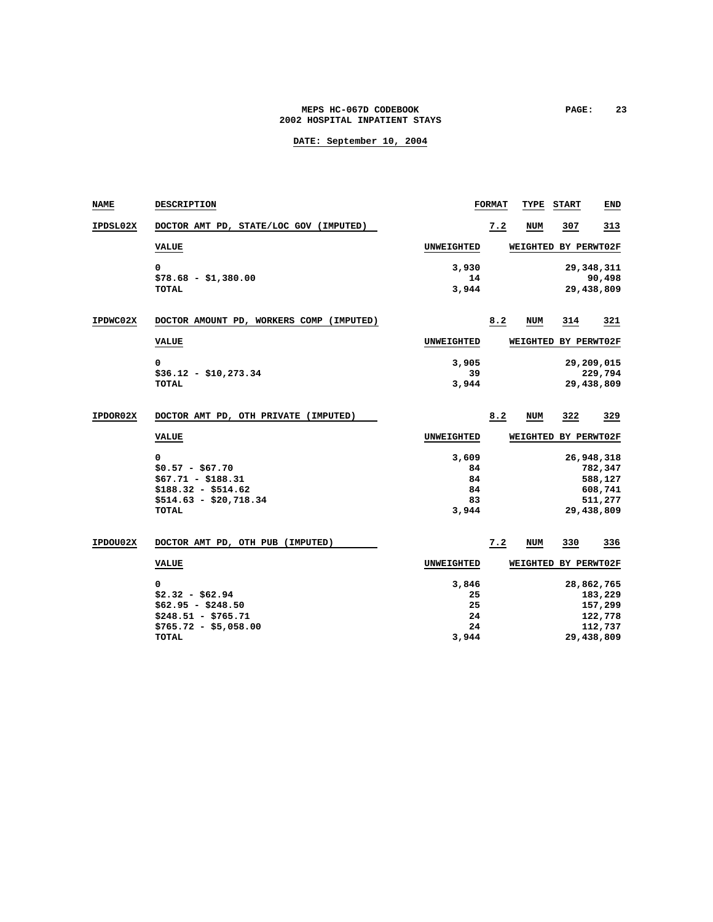| NAME | DESCRIPTION | FORMAT | TYPE | START | END |
|---|---|---|---|---|---|
| IPDSL02X | DOCTOR AMT PD, STATE/LOC GOV (IMPUTED) | 7.2 | NUM | 307 | 313 |

| VALUE | UNWEIGHTED | WEIGHTED BY PERWT02F |
|---|---|---|
| 0 | 3,930 | 29,348,311 |
| $78.68 - $1,380.00 | 14 | 90,498 |
| TOTAL | 3,944 | 29,438,809 |

| NAME | DESCRIPTION | FORMAT | TYPE | START | END |
|---|---|---|---|---|---|
| IPDWC02X | DOCTOR AMOUNT PD, WORKERS COMP (IMPUTED) | 8.2 | NUM | 314 | 321 |

| VALUE | UNWEIGHTED | WEIGHTED BY PERWT02F |
|---|---|---|
| 0 | 3,905 | 29,209,015 |
| $36.12 - $10,273.34 | 39 | 229,794 |
| TOTAL | 3,944 | 29,438,809 |

| NAME | DESCRIPTION | FORMAT | TYPE | START | END |
|---|---|---|---|---|---|
| IPDOR02X | DOCTOR AMT PD, OTH PRIVATE (IMPUTED) | 8.2 | NUM | 322 | 329 |

| VALUE | UNWEIGHTED | WEIGHTED BY PERWT02F |
|---|---|---|
| 0 | 3,609 | 26,948,318 |
| $0.57 - $67.70 | 84 | 782,347 |
| $67.71 - $188.31 | 84 | 588,127 |
| $188.32 - $514.62 | 84 | 608,741 |
| $514.63 - $20,718.34 | 83 | 511,277 |
| TOTAL | 3,944 | 29,438,809 |

| NAME | DESCRIPTION | FORMAT | TYPE | START | END |
|---|---|---|---|---|---|
| IPDOU02X | DOCTOR AMT PD, OTH PUB (IMPUTED) | 7.2 | NUM | 330 | 336 |

| VALUE | UNWEIGHTED | WEIGHTED BY PERWT02F |
|---|---|---|
| 0 | 3,846 | 28,862,765 |
| $2.32 - $62.94 | 25 | 183,229 |
| $62.95 - $248.50 | 25 | 157,299 |
| $248.51 - $765.71 | 24 | 122,778 |
| $765.72 - $5,058.00 | 24 | 112,737 |
| TOTAL | 3,944 | 29,438,809 |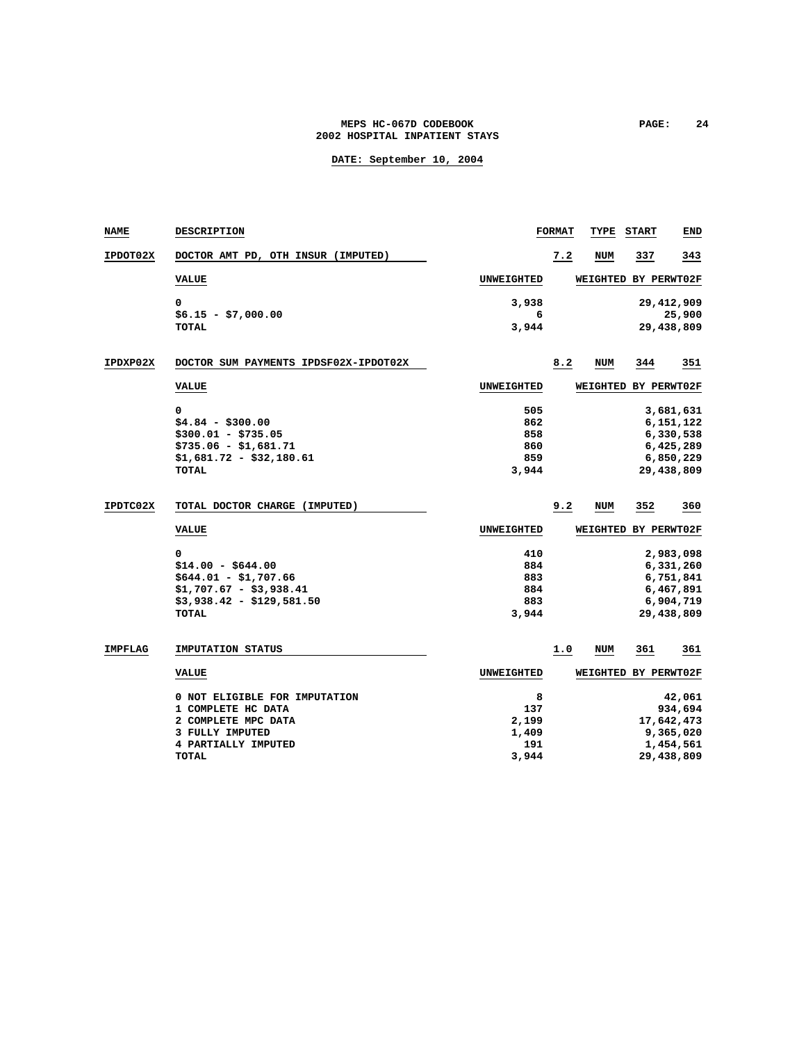| NAME | DESCRIPTION | FORMAT | TYPE | START | END |
|---|---|---|---|---|---|
| IPDOT02X | DOCTOR AMT PD, OTH INSUR (IMPUTED) | 7.2 | NUM | 337 | 343 |

| VALUE | UNWEIGHTED | WEIGHTED BY PERWT02F |
|---|---|---|
| 0 | 3,938 | 29,412,909 |
| $6.15 - $7,000.00 | 6 | 25,900 |
| TOTAL | 3,944 | 29,438,809 |

| NAME | DESCRIPTION | FORMAT | TYPE | START | END |
|---|---|---|---|---|---|
| IPDXP02X | DOCTOR SUM PAYMENTS IPDSF02X-IPDOT02X | 8.2 | NUM | 344 | 351 |

| VALUE | UNWEIGHTED | WEIGHTED BY PERWT02F |
|---|---|---|
| 0 | 505 | 3,681,631 |
| $4.84 - $300.00 | 862 | 6,151,122 |
| $300.01 - $735.05 | 858 | 6,330,538 |
| $735.06 - $1,681.71 | 860 | 6,425,289 |
| $1,681.72 - $32,180.61 | 859 | 6,850,229 |
| TOTAL | 3,944 | 29,438,809 |

| NAME | DESCRIPTION | FORMAT | TYPE | START | END |
|---|---|---|---|---|---|
| IPDTC02X | TOTAL DOCTOR CHARGE (IMPUTED) | 9.2 | NUM | 352 | 360 |

| VALUE | UNWEIGHTED | WEIGHTED BY PERWT02F |
|---|---|---|
| 0 | 410 | 2,983,098 |
| $14.00 - $644.00 | 884 | 6,331,260 |
| $644.01 - $1,707.66 | 883 | 6,751,841 |
| $1,707.67 - $3,938.41 | 884 | 6,467,891 |
| $3,938.42 - $129,581.50 | 883 | 6,904,719 |
| TOTAL | 3,944 | 29,438,809 |

| NAME | DESCRIPTION | FORMAT | TYPE | START | END |
|---|---|---|---|---|---|
| IMPFLAG | IMPUTATION STATUS | 1.0 | NUM | 361 | 361 |

| VALUE | UNWEIGHTED | WEIGHTED BY PERWT02F |
|---|---|---|
| 0 NOT ELIGIBLE FOR IMPUTATION | 8 | 42,061 |
| 1 COMPLETE HC DATA | 137 | 934,694 |
| 2 COMPLETE MPC DATA | 2,199 | 17,642,473 |
| 3 FULLY IMPUTED | 1,409 | 9,365,020 |
| 4 PARTIALLY IMPUTED | 191 | 1,454,561 |
| TOTAL | 3,944 | 29,438,809 |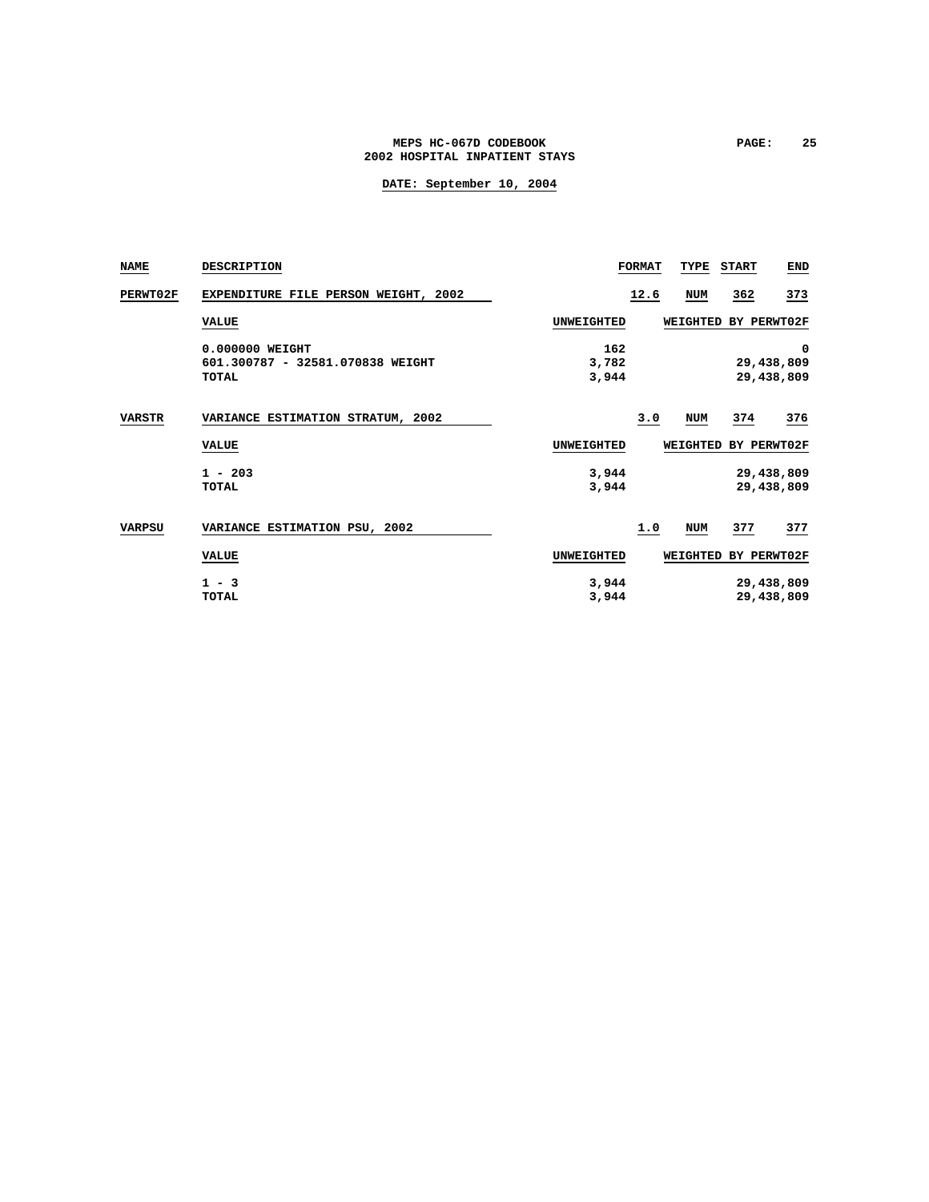DATE: September 10, 2004

| NAME | DESCRIPTION | FORMAT | TYPE | START | END |
|---|---|---|---|---|---|
| PERWT02F | EXPENDITURE FILE PERSON WEIGHT, 2002 | 12.6 | NUM | 362 | 373 |

| VALUE | UNWEIGHTED | WEIGHTED BY PERWT02F |
|---|---|---|
| 0.000000 WEIGHT | 162 | 0 |
| 601.300787 - 32581.070838 WEIGHT | 3,782 | 29,438,809 |
| TOTAL | 3,944 | 29,438,809 |

| NAME | DESCRIPTION | FORMAT | TYPE | START | END |
|---|---|---|---|---|---|
| VARSTR | VARIANCE ESTIMATION STRATUM, 2002 | 3.0 | NUM | 374 | 376 |

| VALUE | UNWEIGHTED | WEIGHTED BY PERWT02F |
|---|---|---|
| 1 - 203 | 3,944 | 29,438,809 |
| TOTAL | 3,944 | 29,438,809 |

| NAME | DESCRIPTION | FORMAT | TYPE | START | END |
|---|---|---|---|---|---|
| VARPSU | VARIANCE ESTIMATION PSU, 2002 | 1.0 | NUM | 377 | 377 |

| VALUE | UNWEIGHTED | WEIGHTED BY PERWT02F |
|---|---|---|
| 1 - 3 | 3,944 | 29,438,809 |
| TOTAL | 3,944 | 29,438,809 |